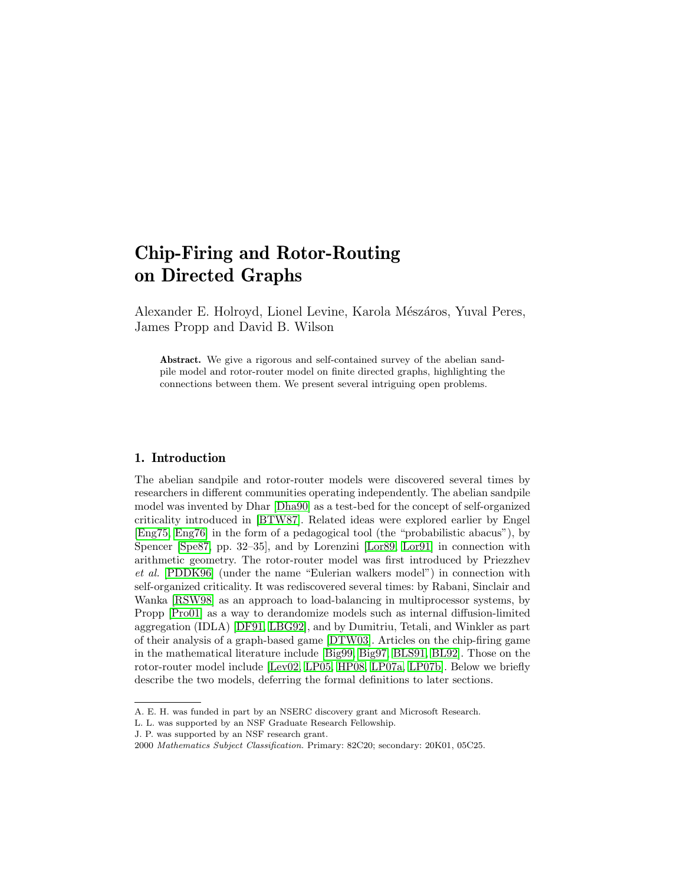# Chip-Firing and Rotor-Routing on Directed Graphs

Alexander E. Holroyd, Lionel Levine, Karola Mészáros, Yuval Peres, James Propp and David B. Wilson

**Abstract.** We give a rigorous and self-contained survey of the abelian sandpile model and rotor-router model on finite directed graphs, highlighting the connections between them. We present several intriguing open problems.

## 1. Introduction

The abelian sandpile and rotor-router models were discovered several times by researchers in different communities operating independently. The abelian sandpile model was invented by Dhar [Dha90] as a test-bed for the concept of self-organized criticality introduced in [BTW87]. Related ideas were explored earlier by Engel [Eng75, Eng76] in the form of a pedagogical tool (the "probabilistic abacus"), by Spencer [Spe87, pp. 32–35], and by Lorenzini [Lor89, Lor91] in connection with arithmetic geometry. The rotor-router model was first introduced by Priezzhev *et al.* [PDDK96] (under the name "Eulerian walkers model") in connection with self-organized criticality. It was rediscovered several times: by Rabani, Sinclair and Wanka [RSW98] as an approach to load-balancing in multiprocessor systems, by Propp [Pro01] as a way to derandomize models such as internal diffusion-limited aggregation (IDLA) [DF91, LBG92], and by Dumitriu, Tetali, and Winkler as part of their analysis of a graph-based game [DTW03]. Articles on the chip-firing game in the mathematical literature include [Big99, Big97, BLS91, BL92]. Those on the rotor-router model include [Lev02, LP05, HP08, LP07a, LP07b]. Below we briefly describe the two models, deferring the formal definitions to later sections.

A. E. H. was funded in part by an NSERC discovery grant and Microsoft Research.

L. L. was supported by an NSF Graduate Research Fellowship.

J. P. was supported by an NSF research grant.

2000 *Mathematics Subject Classification.* Primary: 82C20; secondary: 20K01, 05C25.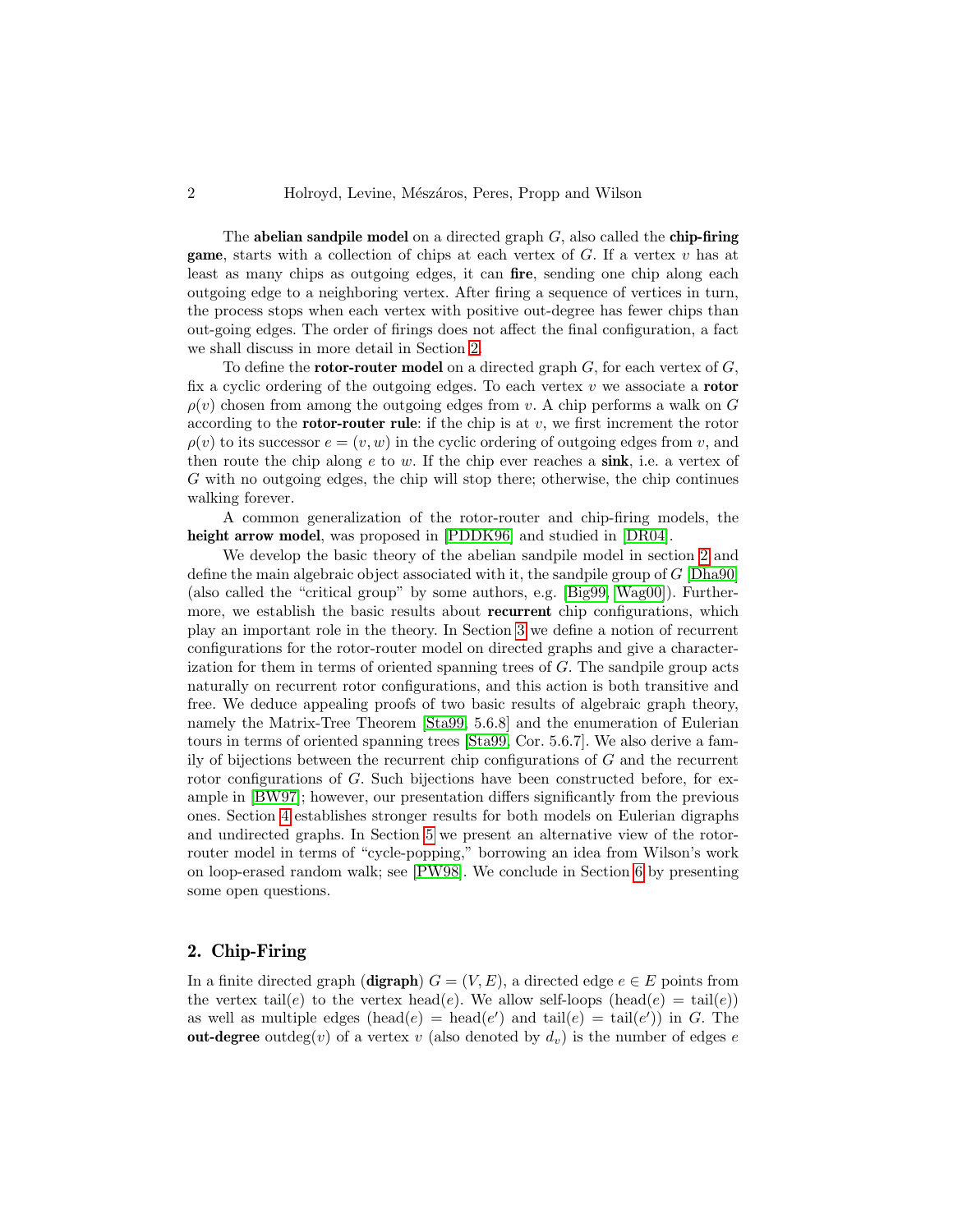The **abelian sandpile model** on a directed graph $G$, also called the **chip-firing game**, starts with a collection of chips at each vertex of $G$. If a vertex $v$ has at least as many chips as outgoing edges, it can **fire**, sending one chip along each outgoing edge to a neighboring vertex. After firing a sequence of vertices in turn, the process stops when each vertex with positive out-degree has fewer chips than out-going edges. The order of firings does not affect the final configuration, a fact we shall discuss in more detail in Section 2.

To define the **rotor-router model** on a directed graph $G$, for each vertex of $G$, fix a cyclic ordering of the outgoing edges. To each vertex $v$ we associate a **rotor** $\rho(v)$ chosen from among the outgoing edges from $v$. A chip performs a walk on $G$ according to the **rotor-router rule**: if the chip is at $v$, we first increment the rotor $\rho(v)$ to its successor $e = (v, w)$ in the cyclic ordering of outgoing edges from $v$, and then route the chip along $e$ to $w$. If the chip ever reaches a **sink**, i.e. a vertex of $G$ with no outgoing edges, the chip will stop there; otherwise, the chip continues walking forever.

A common generalization of the rotor-router and chip-firing models, the **height arrow model**, was proposed in [PDDK96] and studied in [DR04].

We develop the basic theory of the abelian sandpile model in section 2 and define the main algebraic object associated with it, the sandpile group of $G$ [Dha90] (also called the "critical group" by some authors, e.g. [Big99, Wag00]). Furthermore, we establish the basic results about **recurrent** chip configurations, which play an important role in the theory. In Section 3 we define a notion of recurrent configurations for the rotor-router model on directed graphs and give a characterization for them in terms of oriented spanning trees of $G$. The sandpile group acts naturally on recurrent rotor configurations, and this action is both transitive and free. We deduce appealing proofs of two basic results of algebraic graph theory, namely the Matrix-Tree Theorem [Sta99, 5.6.8] and the enumeration of Eulerian tours in terms of oriented spanning trees [Sta99, Cor. 5.6.7]. We also derive a family of bijections between the recurrent chip configurations of $G$ and the recurrent rotor configurations of $G$. Such bijections have been constructed before, for example in [BW97]; however, our presentation differs significantly from the previous ones. Section 4 establishes stronger results for both models on Eulerian digraphs and undirected graphs. In Section 5 we present an alternative view of the rotor-router model in terms of "cycle-popping," borrowing an idea from Wilson's work on loop-erased random walk; see [PW98]. We conclude in Section 6 by presenting some open questions.

## 2. Chip-Firing

In a finite directed graph (**digraph**) $G = (V, E)$, a directed edge $e \in E$ points from the vertex $\text{tail}(e)$ to the vertex $\text{head}(e)$. We allow self-loops ($\text{head}(e) = \text{tail}(e)$) as well as multiple edges ($\text{head}(e) = \text{head}(e')$ and $\text{tail}(e) = \text{tail}(e')$) in $G$. The **out-degree** $\text{outdeg}(v)$ of a vertex $v$ (also denoted by $d_v$) is the number of edges $e$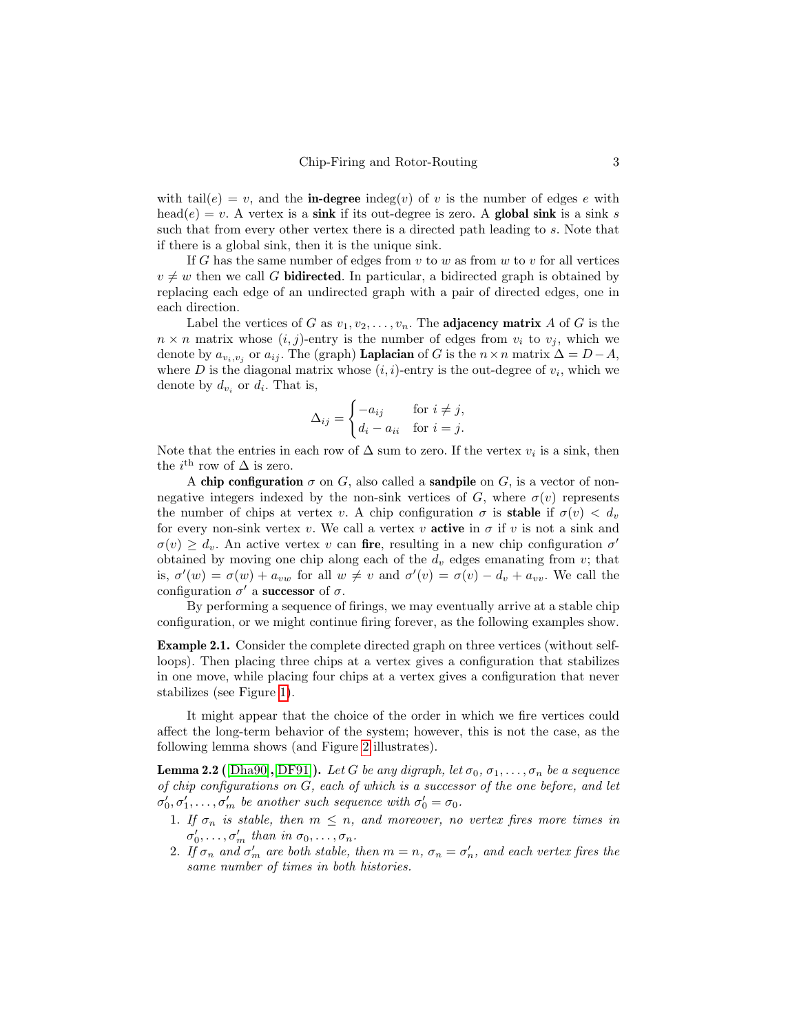with $\text{tail}(e) = v$, and the **in-degree** $\text{indeg}(v)$ of $v$ is the number of edges $e$ with $\text{head}(e) = v$. A vertex is a **sink** if its out-degree is zero. A **global sink** is a sink $s$ such that from every other vertex there is a directed path leading to $s$. Note that if there is a global sink, then it is the unique sink.

If $G$ has the same number of edges from $v$ to $w$ as from $w$ to $v$ for all vertices $v \neq w$ then we call $G$ **bidirected**. In particular, a bidirected graph is obtained by replacing each edge of an undirected graph with a pair of directed edges, one in each direction.

Label the vertices of $G$ as $v_1, v_2, \ldots, v_n$. The **adjacency matrix** $A$ of $G$ is the $n \times n$ matrix whose $(i, j)$-entry is the number of edges from $v_i$ to $v_j$, which we denote by $a_{v_i,v_j}$ or $a_{ij}$. The (graph) **Laplacian** of $G$ is the $n \times n$ matrix $\Delta = D - A$, where $D$ is the diagonal matrix whose $(i, i)$-entry is the out-degree of $v_i$, which we denote by $d_{v_i}$ or $d_i$. That is,

$$\Delta_{ij} = \begin{cases} -a_{ij} & \text{for } i \neq j, \\ d_i - a_{ii} & \text{for } i = j. \end{cases}$$

Note that the entries in each row of $\Delta$ sum to zero. If the vertex $v_i$ is a sink, then the $i^{\text{th}}$ row of $\Delta$ is zero.

A **chip configuration** $\sigma$ on $G$, also called a **sandpile** on $G$, is a vector of non-negative integers indexed by the non-sink vertices of $G$, where $\sigma(v)$ represents the number of chips at vertex $v$. A chip configuration $\sigma$ is **stable** if $\sigma(v) < d_v$ for every non-sink vertex $v$. We call a vertex $v$ **active** in $\sigma$ if $v$ is not a sink and $\sigma(v) \geq d_v$. An active vertex $v$ can **fire**, resulting in a new chip configuration $\sigma'$ obtained by moving one chip along each of the $d_v$ edges emanating from $v$; that is, $\sigma'(w) = \sigma(w) + a_{vw}$ for all $w \neq v$ and $\sigma'(v) = \sigma(v) - d_v + a_{vv}$. We call the configuration $\sigma'$ a **successor** of $\sigma$.

By performing a sequence of firings, we may eventually arrive at a stable chip configuration, or we might continue firing forever, as the following examples show.

**Example 2.1.** Consider the complete directed graph on three vertices (without self-loops). Then placing three chips at a vertex gives a configuration that stabilizes in one move, while placing four chips at a vertex gives a configuration that never stabilizes (see Figure 1).

It might appear that the choice of the order in which we fire vertices could affect the long-term behavior of the system; however, this is not the case, as the following lemma shows (and Figure 2 illustrates).

**Lemma 2.2** ([Dha90], [DF91]). *Let $G$ be any digraph, let $\sigma_0, \sigma_1, \ldots, \sigma_n$ be a sequence of chip configurations on $G$, each of which is a successor of the one before, and let $\sigma'_0, \sigma'_1, \ldots, \sigma'_m$ be another such sequence with $\sigma'_0 = \sigma_0$.*

1. *If $\sigma_n$ is stable, then $m \leq n$, and moreover, no vertex fires more times in $\sigma'_0, \ldots, \sigma'_m$ than in $\sigma_0, \ldots, \sigma_n$.*
2. *If $\sigma_n$ and $\sigma'_m$ are both stable, then $m = n$, $\sigma_n = \sigma'_n$, and each vertex fires the same number of times in both histories.*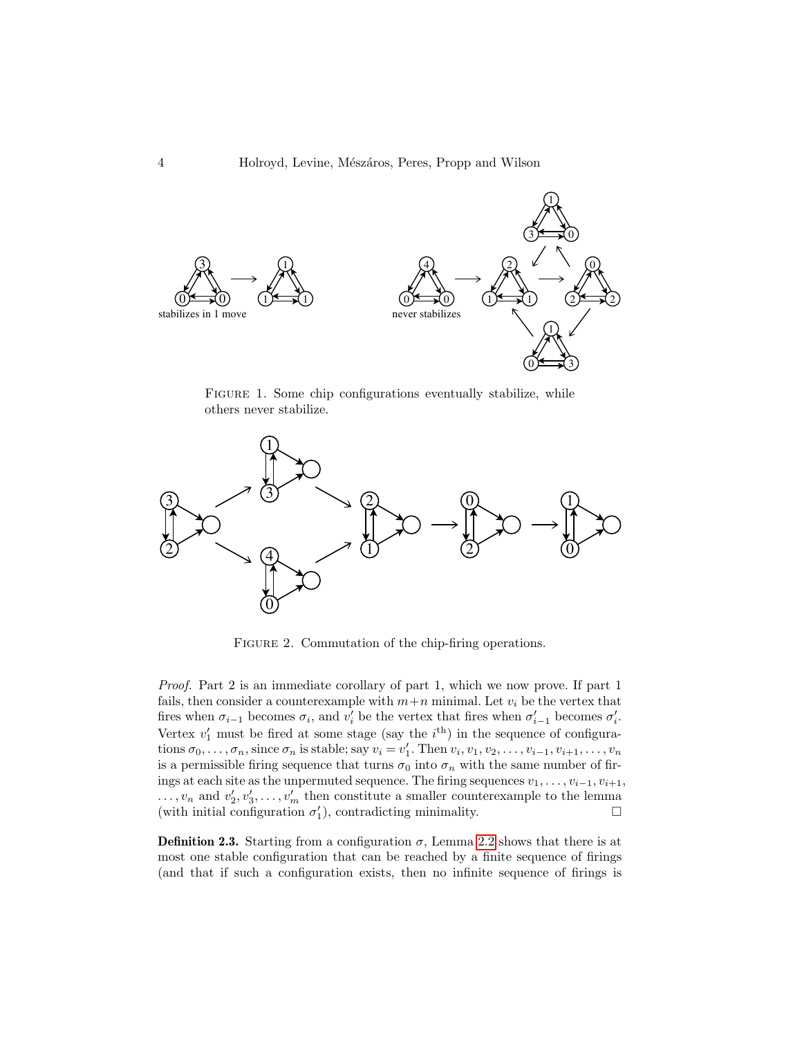FIGURE 1. Some chip configurations eventually stabilize, while others never stabilize.

FIGURE 2. Commutation of the chip-firing operations.

*Proof.* Part 2 is an immediate corollary of part 1, which we now prove. If part 1 fails, then consider a counterexample with $m+n$ minimal. Let $v_i$ be the vertex that fires when $\sigma_{i-1}$ becomes $\sigma_i$, and $v'_i$ be the vertex that fires when $\sigma'_{i-1}$ becomes $\sigma'_i$. Vertex $v'_1$ must be fired at some stage (say the $i^{\text{th}}$) in the sequence of configurations $\sigma_0, \ldots, \sigma_n$, since $\sigma_n$ is stable; say $v_i = v'_1$. Then $v_i, v_1, v_2, \ldots, v_{i-1}, v_{i+1}, \ldots, v_n$ is a permissible firing sequence that turns $\sigma_0$ into $\sigma_n$ with the same number of firings at each site as the unpermuted sequence. The firing sequences $v_1, \ldots, v_{i-1}, v_{i+1}, \ldots, v_n$ and $v'_2, v'_3, \ldots, v'_m$ then constitute a smaller counterexample to the lemma (with initial configuration $\sigma'_1$), contradicting minimality. □

**Definition 2.3.** Starting from a configuration $\sigma$, Lemma 2.2 shows that there is at most one stable configuration that can be reached by a finite sequence of firings (and that if such a configuration exists, then no infinite sequence of firings is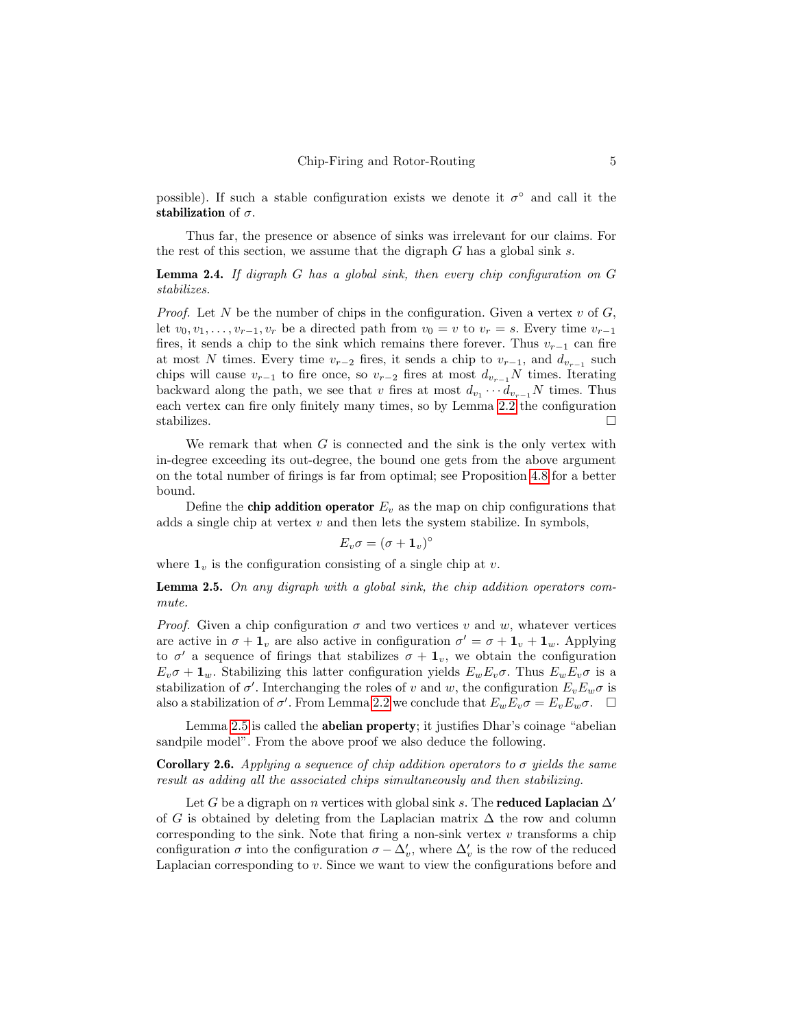possible). If such a stable configuration exists we denote it $\sigma^\circ$ and call it the **stabilization** of $\sigma$.

Thus far, the presence or absence of sinks was irrelevant for our claims. For the rest of this section, we assume that the digraph $G$ has a global sink $s$.

**Lemma 2.4.** *If digraph $G$ has a global sink, then every chip configuration on $G$ stabilizes.*

*Proof.* Let $N$ be the number of chips in the configuration. Given a vertex $v$ of $G$, let $v_0, v_1, \dots, v_{r-1}, v_r$ be a directed path from $v_0 = v$ to $v_r = s$. Every time $v_{r-1}$ fires, it sends a chip to the sink which remains there forever. Thus $v_{r-1}$ can fire at most $N$ times. Every time $v_{r-2}$ fires, it sends a chip to $v_{r-1}$, and $d_{v_{r-1}}$ such chips will cause $v_{r-1}$ to fire once, so $v_{r-2}$ fires at most $d_{v_{r-1}}N$ times. Iterating backward along the path, we see that $v$ fires at most $d_{v_1} \cdots d_{v_{r-1}}N$ times. Thus each vertex can fire only finitely many times, so by Lemma 2.2 the configuration stabilizes. $\square$

We remark that when $G$ is connected and the sink is the only vertex with in-degree exceeding its out-degree, the bound one gets from the above argument on the total number of firings is far from optimal; see Proposition 4.8 for a better bound.

Define the **chip addition operator** $E_v$ as the map on chip configurations that adds a single chip at vertex $v$ and then lets the system stabilize. In symbols,

$$E_v \sigma = (\sigma + \mathbf{1}_v)^\circ$$

where $\mathbf{1}_v$ is the configuration consisting of a single chip at $v$.

**Lemma 2.5.** *On any digraph with a global sink, the chip addition operators commute.*

*Proof.* Given a chip configuration $\sigma$ and two vertices $v$ and $w$, whatever vertices are active in $\sigma + \mathbf{1}_v$ are also active in configuration $\sigma' = \sigma + \mathbf{1}_v + \mathbf{1}_w$. Applying to $\sigma'$ a sequence of firings that stabilizes $\sigma + \mathbf{1}_v$, we obtain the configuration $E_v\sigma + \mathbf{1}_w$. Stabilizing this latter configuration yields $E_w E_v \sigma$. Thus $E_w E_v \sigma$ is a stabilization of $\sigma'$. Interchanging the roles of $v$ and $w$, the configuration $E_v E_w \sigma$ is also a stabilization of $\sigma'$. From Lemma 2.2 we conclude that $E_w E_v \sigma = E_v E_w \sigma$. $\square$

Lemma 2.5 is called the **abelian property**; it justifies Dhar's coinage "abelian sandpile model". From the above proof we also deduce the following.

**Corollary 2.6.** *Applying a sequence of chip addition operators to $\sigma$ yields the same result as adding all the associated chips simultaneously and then stabilizing.*

Let $G$ be a digraph on $n$ vertices with global sink $s$. The **reduced Laplacian** $\Delta'$ of $G$ is obtained by deleting from the Laplacian matrix $\Delta$ the row and column corresponding to the sink. Note that firing a non-sink vertex $v$ transforms a chip configuration $\sigma$ into the configuration $\sigma - \Delta'_v$, where $\Delta'_v$ is the row of the reduced Laplacian corresponding to $v$. Since we want to view the configurations before and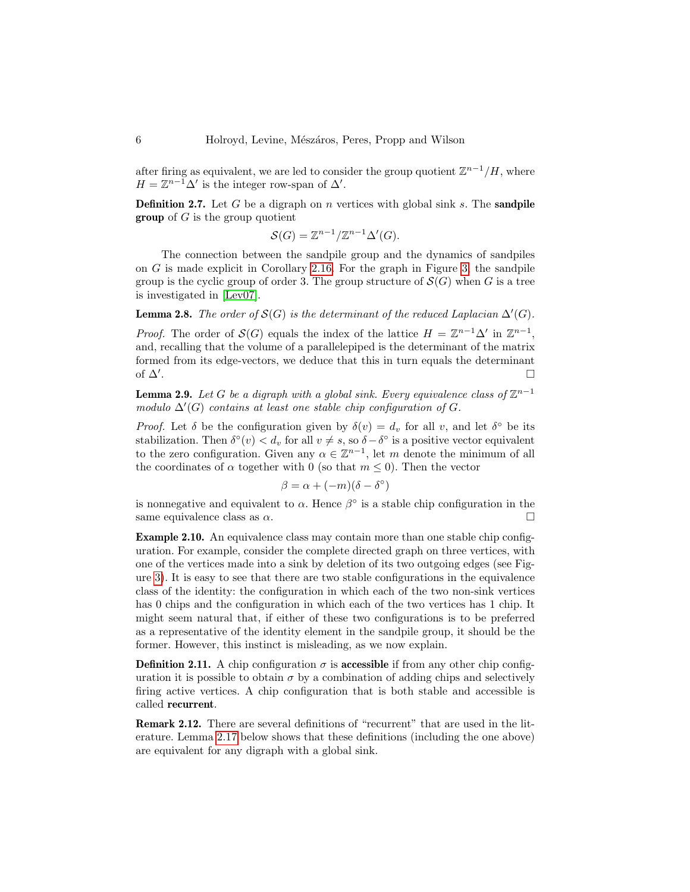after firing as equivalent, we are led to consider the group quotient $\mathbb{Z}^{n-1}/H$, where $H = \mathbb{Z}^{n-1}\Delta'$ is the integer row-span of $\Delta'$.

**Definition 2.7.** Let $G$ be a digraph on $n$ vertices with global sink $s$. The **sandpile group** of $G$ is the group quotient

$$\mathcal{S}(G) = \mathbb{Z}^{n-1}/\mathbb{Z}^{n-1}\Delta'(G).$$

The connection between the sandpile group and the dynamics of sandpiles on $G$ is made explicit in Corollary 2.16. For the graph in Figure 3, the sandpile group is the cyclic group of order 3. The group structure of $\mathcal{S}(G)$ when $G$ is a tree is investigated in [Lev07].

**Lemma 2.8.** *The order of $\mathcal{S}(G)$ is the determinant of the reduced Laplacian $\Delta'(G)$.*

*Proof.* The order of $\mathcal{S}(G)$ equals the index of the lattice $H = \mathbb{Z}^{n-1}\Delta'$ in $\mathbb{Z}^{n-1}$, and, recalling that the volume of a parallelepiped is the determinant of the matrix formed from its edge-vectors, we deduce that this in turn equals the determinant of $\Delta'$. □

**Lemma 2.9.** *Let $G$ be a digraph with a global sink. Every equivalence class of $\mathbb{Z}^{n-1}$ modulo $\Delta'(G)$ contains at least one stable chip configuration of $G$.*

*Proof.* Let $\delta$ be the configuration given by $\delta(v) = d_v$ for all $v$, and let $\delta^\circ$ be its stabilization. Then $\delta^\circ(v) < d_v$ for all $v \neq s$, so $\delta - \delta^\circ$ is a positive vector equivalent to the zero configuration. Given any $\alpha \in \mathbb{Z}^{n-1}$, let $m$ denote the minimum of all the coordinates of $\alpha$ together with 0 (so that $m \leq 0$). Then the vector

$$\beta = \alpha + (-m)(\delta - \delta^\circ)$$

is nonnegative and equivalent to $\alpha$. Hence $\beta^\circ$ is a stable chip configuration in the same equivalence class as $\alpha$. □

**Example 2.10.** An equivalence class may contain more than one stable chip configuration. For example, consider the complete directed graph on three vertices, with one of the vertices made into a sink by deletion of its two outgoing edges (see Figure 3). It is easy to see that there are two stable configurations in the equivalence class of the identity: the configuration in which each of the two non-sink vertices has 0 chips and the configuration in which each of the two vertices has 1 chip. It might seem natural that, if either of these two configurations is to be preferred as a representative of the identity element in the sandpile group, it should be the former. However, this instinct is misleading, as we now explain.

**Definition 2.11.** A chip configuration $\sigma$ is **accessible** if from any other chip configuration it is possible to obtain $\sigma$ by a combination of adding chips and selectively firing active vertices. A chip configuration that is both stable and accessible is called **recurrent**.

**Remark 2.12.** There are several definitions of "recurrent" that are used in the literature. Lemma 2.17 below shows that these definitions (including the one above) are equivalent for any digraph with a global sink.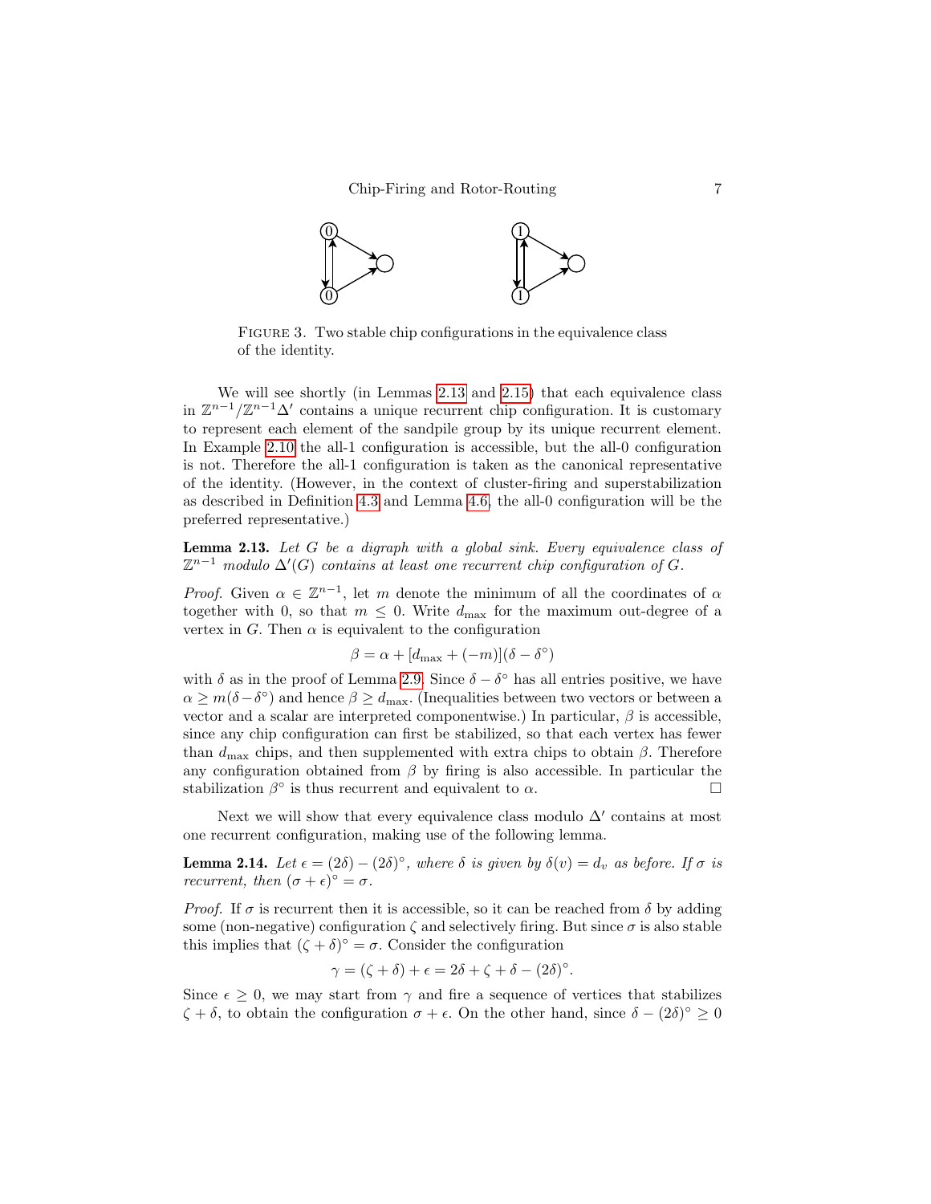FIGURE 3. Two stable chip configurations in the equivalence class of the identity.

We will see shortly (in Lemmas 2.13 and 2.15) that each equivalence class in $\mathbb{Z}^{n-1}/\mathbb{Z}^{n-1}\Delta'$ contains a unique recurrent chip configuration. It is customary to represent each element of the sandpile group by its unique recurrent element. In Example 2.10 the all-1 configuration is accessible, but the all-0 configuration is not. Therefore the all-1 configuration is taken as the canonical representative of the identity. (However, in the context of cluster-firing and superstabilization as described in Definition 4.3 and Lemma 4.6, the all-0 configuration will be the preferred representative.)

**Lemma 2.13.** *Let $G$ be a digraph with a global sink. Every equivalence class of $\mathbb{Z}^{n-1}$ modulo $\Delta'(G)$ contains at least one recurrent chip configuration of $G$.*

*Proof.* Given $\alpha \in \mathbb{Z}^{n-1}$, let $m$ denote the minimum of all the coordinates of $\alpha$ together with 0, so that $m \leq 0$. Write $d_{\max}$ for the maximum out-degree of a vertex in $G$. Then $\alpha$ is equivalent to the configuration

$$\beta = \alpha + [d_{\max} + (-m)](\delta - \delta^{\circ})$$

with $\delta$ as in the proof of Lemma 2.9. Since $\delta - \delta^{\circ}$ has all entries positive, we have $\alpha \geq m(\delta - \delta^{\circ})$ and hence $\beta \geq d_{\max}$. (Inequalities between two vectors or between a vector and a scalar are interpreted componentwise.) In particular, $\beta$ is accessible, since any chip configuration can first be stabilized, so that each vertex has fewer than $d_{\max}$ chips, and then supplemented with extra chips to obtain $\beta$. Therefore any configuration obtained from $\beta$ by firing is also accessible. In particular the stabilization $\beta^{\circ}$ is thus recurrent and equivalent to $\alpha$. □

Next we will show that every equivalence class modulo $\Delta'$ contains at most one recurrent configuration, making use of the following lemma.

**Lemma 2.14.** *Let $\epsilon = (2\delta) - (2\delta)^{\circ}$, where $\delta$ is given by $\delta(v) = d_v$ as before. If $\sigma$ is recurrent, then $(\sigma + \epsilon)^{\circ} = \sigma$.*

*Proof.* If $\sigma$ is recurrent then it is accessible, so it can be reached from $\delta$ by adding some (non-negative) configuration $\zeta$ and selectively firing. But since $\sigma$ is also stable this implies that $(\zeta + \delta)^{\circ} = \sigma$. Consider the configuration

$$\gamma = (\zeta + \delta) + \epsilon = 2\delta + \zeta + \delta - (2\delta)^{\circ}.$$

Since $\epsilon \geq 0$, we may start from $\gamma$ and fire a sequence of vertices that stabilizes $\zeta + \delta$, to obtain the configuration $\sigma + \epsilon$. On the other hand, since $\delta - (2\delta)^{\circ} \geq 0$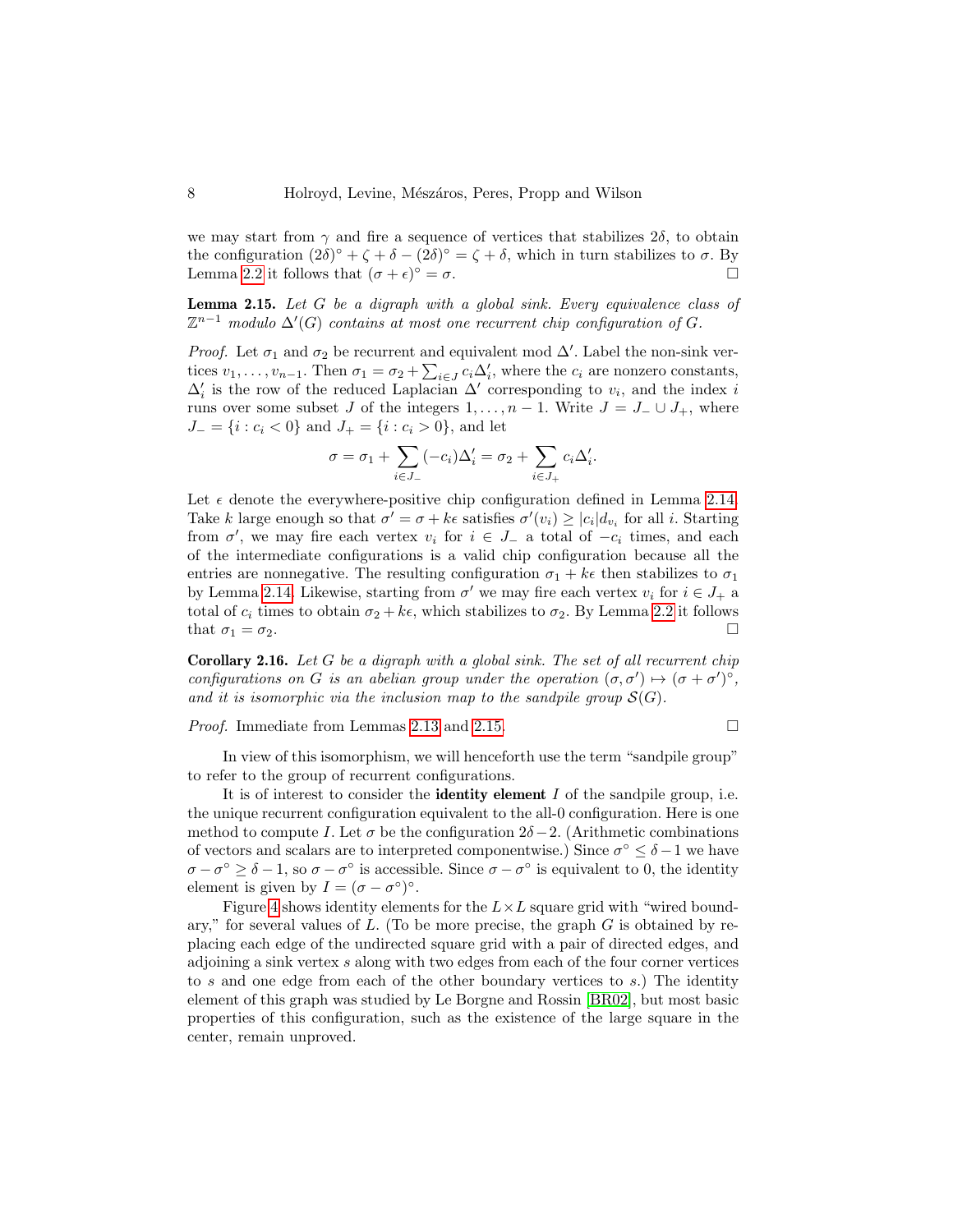we may start from $\gamma$ and fire a sequence of vertices that stabilizes $2\delta$, to obtain the configuration $(2\delta)^\circ + \zeta + \delta - (2\delta)^\circ = \zeta + \delta$, which in turn stabilizes to $\sigma$. By Lemma 2.2 it follows that $(\sigma + \epsilon)^\circ = \sigma$. □

**Lemma 2.15.** *Let $G$ be a digraph with a global sink. Every equivalence class of $\mathbb{Z}^{n-1}$ modulo $\Delta'(G)$ contains at most one recurrent chip configuration of $G$.*

*Proof.* Let $\sigma_1$ and $\sigma_2$ be recurrent and equivalent mod $\Delta'$. Label the non-sink vertices $v_1, \ldots, v_{n-1}$. Then $\sigma_1 = \sigma_2 + \sum_{i \in J} c_i \Delta'_i$, where the $c_i$ are nonzero constants, $\Delta'_i$ is the row of the reduced Laplacian $\Delta'$ corresponding to $v_i$, and the index $i$ runs over some subset $J$ of the integers $1, \ldots, n-1$. Write $J = J_- \cup J_+$, where $J_- = \{i : c_i < 0\}$ and $J_+ = \{i : c_i > 0\}$, and let

$$\sigma = \sigma_1 + \sum_{i \in J_-} (-c_i)\Delta'_i = \sigma_2 + \sum_{i \in J_+} c_i \Delta'_i.$$

Let $\epsilon$ denote the everywhere-positive chip configuration defined in Lemma 2.14. Take $k$ large enough so that $\sigma' = \sigma + k\epsilon$ satisfies $\sigma'(v_i) \geq |c_i| d_{v_i}$ for all $i$. Starting from $\sigma'$, we may fire each vertex $v_i$ for $i \in J_-$ a total of $-c_i$ times, and each of the intermediate configurations is a valid chip configuration because all the entries are nonnegative. The resulting configuration $\sigma_1 + k\epsilon$ then stabilizes to $\sigma_1$ by Lemma 2.14. Likewise, starting from $\sigma'$ we may fire each vertex $v_i$ for $i \in J_+$ a total of $c_i$ times to obtain $\sigma_2 + k\epsilon$, which stabilizes to $\sigma_2$. By Lemma 2.2 it follows that $\sigma_1 = \sigma_2$. □

**Corollary 2.16.** *Let $G$ be a digraph with a global sink. The set of all recurrent chip configurations on $G$ is an abelian group under the operation $(\sigma, \sigma') \mapsto (\sigma + \sigma')^\circ$, and it is isomorphic via the inclusion map to the sandpile group $\mathcal{S}(G)$.*

*Proof.* Immediate from Lemmas 2.13 and 2.15. □

In view of this isomorphism, we will henceforth use the term "sandpile group" to refer to the group of recurrent configurations.

It is of interest to consider the **identity element** $I$ of the sandpile group, i.e. the unique recurrent configuration equivalent to the all-0 configuration. Here is one method to compute $I$. Let $\sigma$ be the configuration $2\delta - 2$. (Arithmetic combinations of vectors and scalars are to interpreted componentwise.) Since $\sigma^\circ \leq \delta - 1$ we have $\sigma - \sigma^\circ \geq \delta - 1$, so $\sigma - \sigma^\circ$ is accessible. Since $\sigma - \sigma^\circ$ is equivalent to 0, the identity element is given by $I = (\sigma - \sigma^\circ)^\circ$.

Figure 4 shows identity elements for the $L \times L$ square grid with "wired boundary," for several values of $L$. (To be more precise, the graph $G$ is obtained by replacing each edge of the undirected square grid with a pair of directed edges, and adjoining a sink vertex $s$ along with two edges from each of the four corner vertices to $s$ and one edge from each of the other boundary vertices to $s$.) The identity element of this graph was studied by Le Borgne and Rossin [BR02], but most basic properties of this configuration, such as the existence of the large square in the center, remain unproved.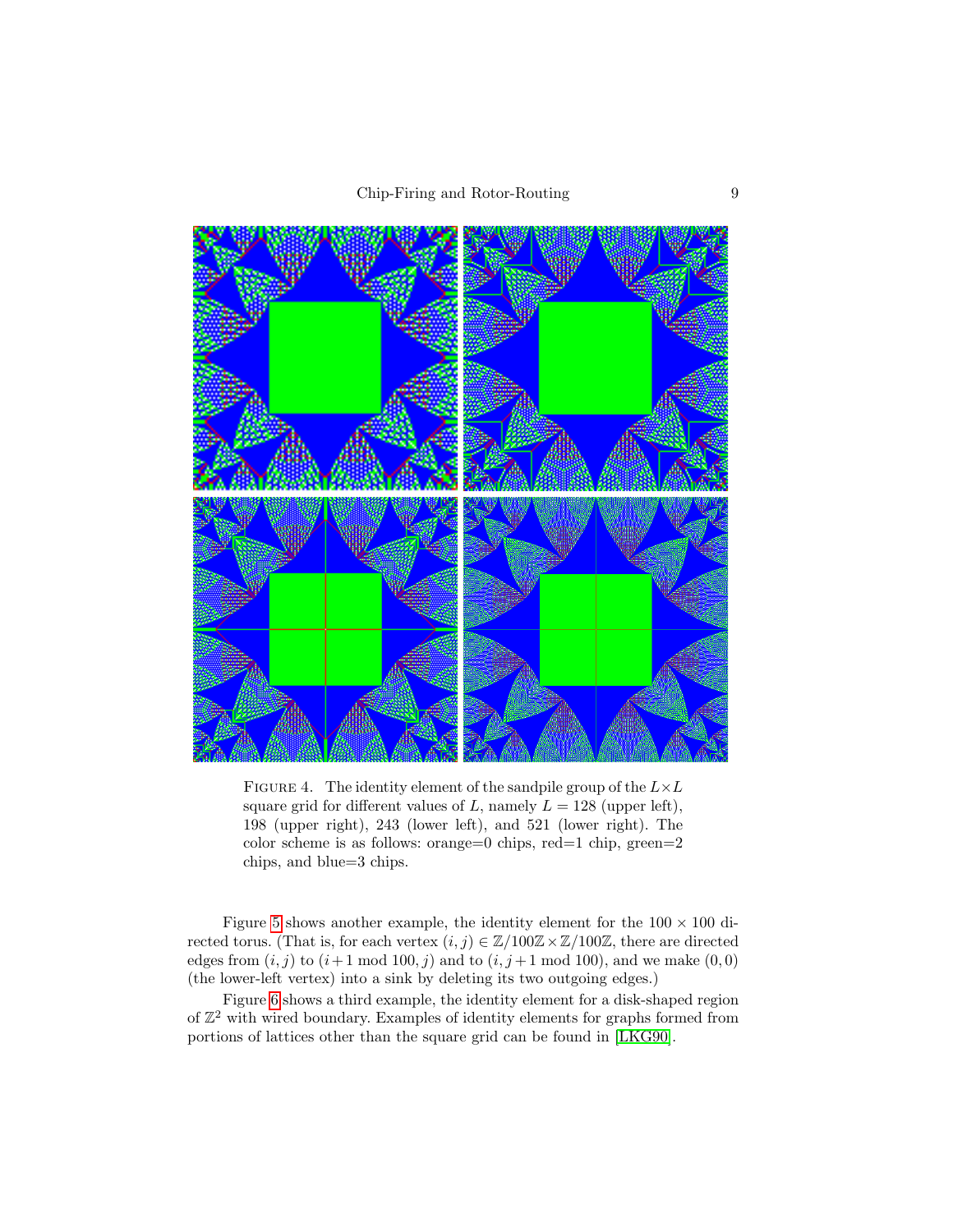FIGURE 4. The identity element of the sandpile group of the $L \times L$ square grid for different values of $L$, namely $L = 128$ (upper left), 198 (upper right), 243 (lower left), and 521 (lower right). The color scheme is as follows: orange=0 chips, red=1 chip, green=2 chips, and blue=3 chips.

Figure 5 shows another example, the identity element for the $100 \times 100$ directed torus. (That is, for each vertex $(i, j) \in \mathbb{Z}/100\mathbb{Z} \times \mathbb{Z}/100\mathbb{Z}$, there are directed edges from $(i, j)$ to $(i+1 \bmod 100, j)$ and to $(i, j+1 \bmod 100)$, and we make $(0, 0)$ (the lower-left vertex) into a sink by deleting its two outgoing edges.)

Figure 6 shows a third example, the identity element for a disk-shaped region of $\mathbb{Z}^2$ with wired boundary. Examples of identity elements for graphs formed from portions of lattices other than the square grid can be found in [LKG90].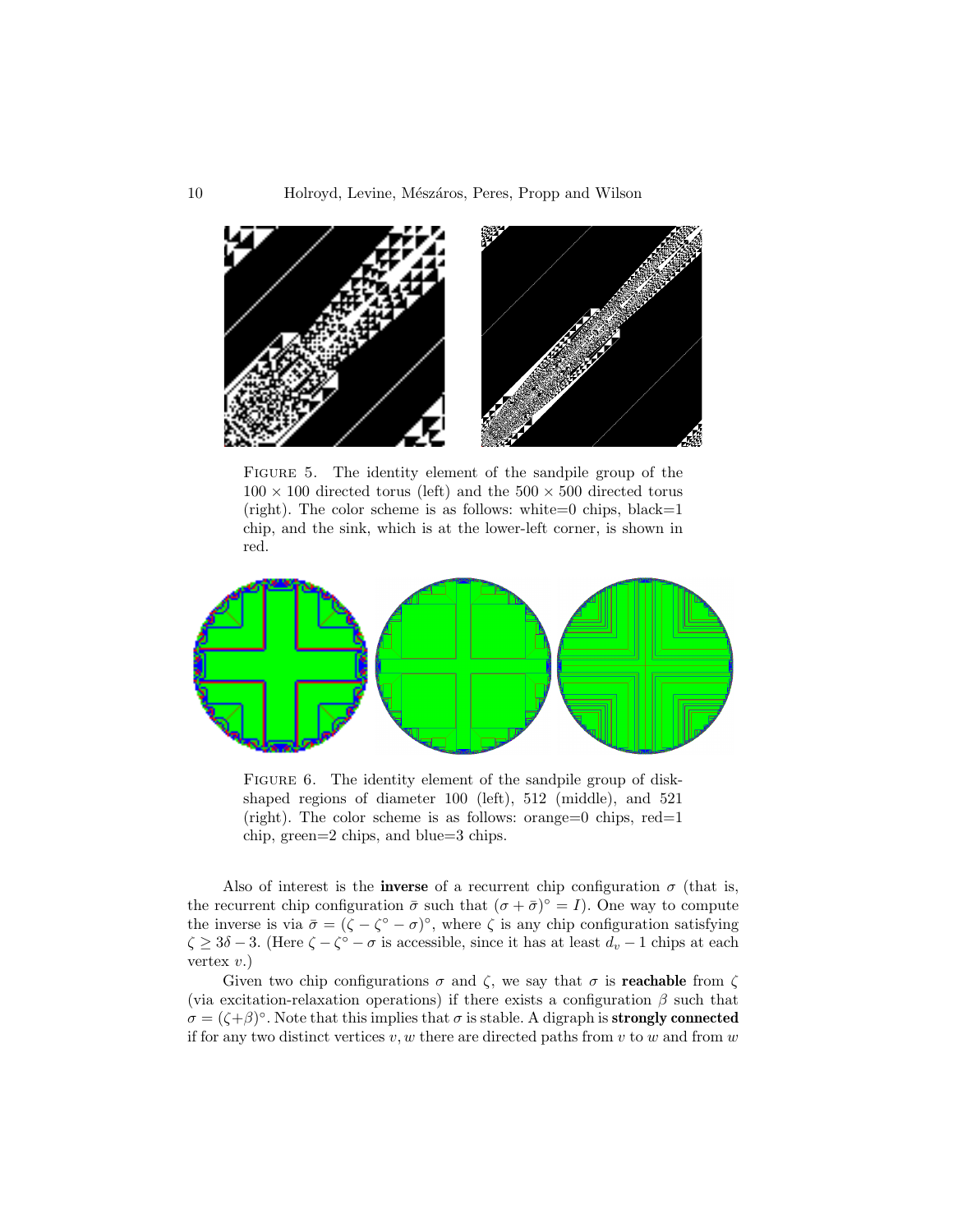FIGURE 5. The identity element of the sandpile group of the $100 \times 100$ directed torus (left) and the $500 \times 500$ directed torus (right). The color scheme is as follows: white=0 chips, black=1 chip, and the sink, which is at the lower-left corner, is shown in red.

FIGURE 6. The identity element of the sandpile group of disk-shaped regions of diameter 100 (left), 512 (middle), and 521 (right). The color scheme is as follows: orange=0 chips, red=1 chip, green=2 chips, and blue=3 chips.

Also of interest is the **inverse** of a recurrent chip configuration $\sigma$ (that is, the recurrent chip configuration $\bar{\sigma}$ such that $(\sigma + \bar{\sigma})^\circ = I$). One way to compute the inverse is via $\bar{\sigma} = (\zeta - \zeta^\circ - \sigma)^\circ$, where $\zeta$ is any chip configuration satisfying $\zeta \geq 3\delta - 3$. (Here $\zeta - \zeta^\circ - \sigma$ is accessible, since it has at least $d_v - 1$ chips at each vertex $v$.)

Given two chip configurations $\sigma$ and $\zeta$, we say that $\sigma$ is **reachable** from $\zeta$ (via excitation-relaxation operations) if there exists a configuration $\beta$ such that $\sigma = (\zeta + \beta)^\circ$. Note that this implies that $\sigma$ is stable. A digraph is **strongly connected** if for any two distinct vertices $v, w$ there are directed paths from $v$ to $w$ and from $w$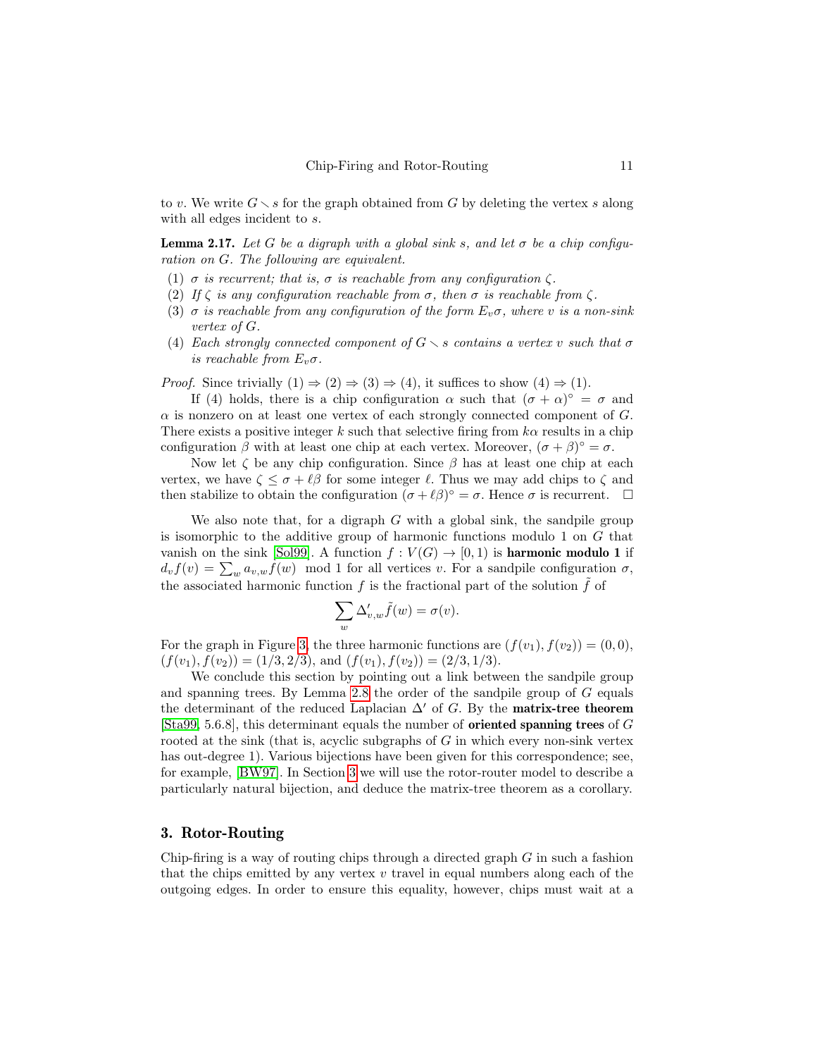to $v$. We write $G \setminus s$ for the graph obtained from $G$ by deleting the vertex $s$ along with all edges incident to $s$.

**Lemma 2.17.** *Let $G$ be a digraph with a global sink $s$, and let $\sigma$ be a chip configuration on $G$. The following are equivalent.*

1. *$\sigma$ is recurrent; that is, $\sigma$ is reachable from any configuration $\zeta$.*
2. *If $\zeta$ is any configuration reachable from $\sigma$, then $\sigma$ is reachable from $\zeta$.*
3. *$\sigma$ is reachable from any configuration of the form $E_v\sigma$, where $v$ is a non-sink vertex of $G$.*
4. *Each strongly connected component of $G \setminus s$ contains a vertex $v$ such that $\sigma$ is reachable from $E_v\sigma$.*

*Proof.* Since trivially (1) $\Rightarrow$ (2) $\Rightarrow$ (3) $\Rightarrow$ (4), it suffices to show (4) $\Rightarrow$ (1).

If (4) holds, there is a chip configuration $\alpha$ such that $(\sigma + \alpha)^\circ = \sigma$ and $\alpha$ is nonzero on at least one vertex of each strongly connected component of $G$. There exists a positive integer $k$ such that selective firing from $k\alpha$ results in a chip configuration $\beta$ with at least one chip at each vertex. Moreover, $(\sigma + \beta)^\circ = \sigma$.

Now let $\zeta$ be any chip configuration. Since $\beta$ has at least one chip at each vertex, we have $\zeta \leq \sigma + \ell\beta$ for some integer $\ell$. Thus we may add chips to $\zeta$ and then stabilize to obtain the configuration $(\sigma + \ell\beta)^\circ = \sigma$. Hence $\sigma$ is recurrent. □

We also note that, for a digraph $G$ with a global sink, the sandpile group is isomorphic to the additive group of harmonic functions modulo 1 on $G$ that vanish on the sink [Sol99]. A function $f : V(G) \to [0, 1)$ is **harmonic modulo 1** if $d_v f(v) = \sum_w a_{v,w} f(w) \mod 1$ for all vertices $v$. For a sandpile configuration $\sigma$, the associated harmonic function $f$ is the fractional part of the solution $\tilde{f}$ of

$$\sum_w \Delta'_{v,w} \tilde{f}(w) = \sigma(v).$$

For the graph in Figure 3, the three harmonic functions are $(f(v_1), f(v_2)) = (0, 0)$, $(f(v_1), f(v_2)) = (1/3, 2/3)$, and $(f(v_1), f(v_2)) = (2/3, 1/3)$.

We conclude this section by pointing out a link between the sandpile group and spanning trees. By Lemma 2.8 the order of the sandpile group of $G$ equals the determinant of the reduced Laplacian $\Delta'$ of $G$. By the **matrix-tree theorem** [Sta99, 5.6.8], this determinant equals the number of **oriented spanning trees** of $G$ rooted at the sink (that is, acyclic subgraphs of $G$ in which every non-sink vertex has out-degree 1). Various bijections have been given for this correspondence; see, for example, [BW97]. In Section 3 we will use the rotor-router model to describe a particularly natural bijection, and deduce the matrix-tree theorem as a corollary.

## 3. Rotor-Routing

Chip-firing is a way of routing chips through a directed graph $G$ in such a fashion that the chips emitted by any vertex $v$ travel in equal numbers along each of the outgoing edges. In order to ensure this equality, however, chips must wait at a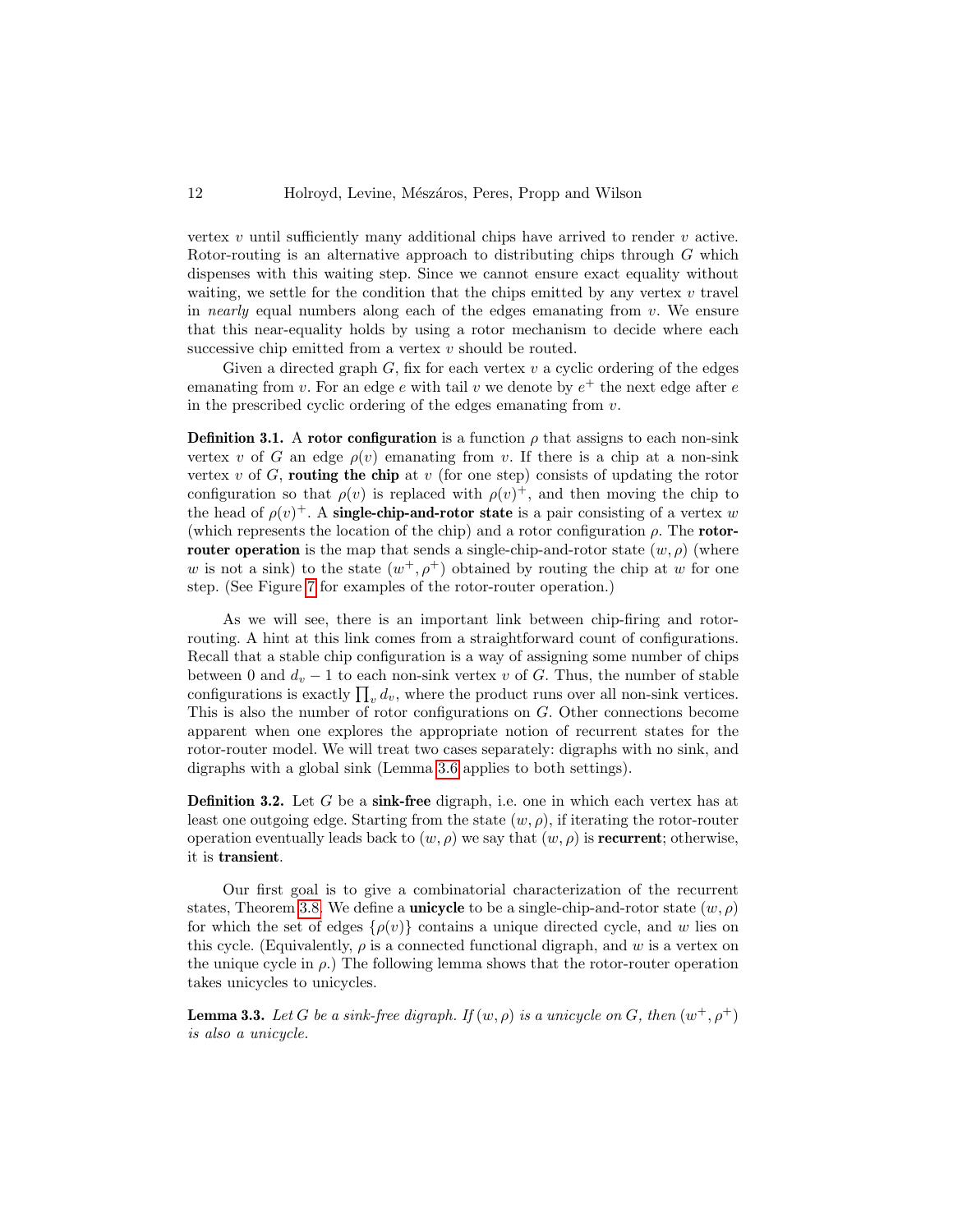vertex $v$ until sufficiently many additional chips have arrived to render $v$ active. Rotor-routing is an alternative approach to distributing chips through $G$ which dispenses with this waiting step. Since we cannot ensure exact equality without waiting, we settle for the condition that the chips emitted by any vertex $v$ travel in *nearly* equal numbers along each of the edges emanating from $v$. We ensure that this near-equality holds by using a rotor mechanism to decide where each successive chip emitted from a vertex $v$ should be routed.

Given a directed graph $G$, fix for each vertex $v$ a cyclic ordering of the edges emanating from $v$. For an edge $e$ with tail $v$ we denote by $e^+$ the next edge after $e$ in the prescribed cyclic ordering of the edges emanating from $v$.

**Definition 3.1.** A **rotor configuration** is a function $\rho$ that assigns to each non-sink vertex $v$ of $G$ an edge $\rho(v)$ emanating from $v$. If there is a chip at a non-sink vertex $v$ of $G$, **routing the chip** at $v$ (for one step) consists of updating the rotor configuration so that $\rho(v)$ is replaced with $\rho(v)^+$, and then moving the chip to the head of $\rho(v)^+$. A **single-chip-and-rotor state** is a pair consisting of a vertex $w$ (which represents the location of the chip) and a rotor configuration $\rho$. The **rotor-router operation** is the map that sends a single-chip-and-rotor state $(w, \rho)$ (where $w$ is not a sink) to the state $(w^+, \rho^+)$ obtained by routing the chip at $w$ for one step. (See Figure 7 for examples of the rotor-router operation.)

As we will see, there is an important link between chip-firing and rotor-routing. A hint at this link comes from a straightforward count of configurations. Recall that a stable chip configuration is a way of assigning some number of chips between 0 and $d_v - 1$ to each non-sink vertex $v$ of $G$. Thus, the number of stable configurations is exactly $\prod_v d_v$, where the product runs over all non-sink vertices. This is also the number of rotor configurations on $G$. Other connections become apparent when one explores the appropriate notion of recurrent states for the rotor-router model. We will treat two cases separately: digraphs with no sink, and digraphs with a global sink (Lemma 3.6 applies to both settings).

**Definition 3.2.** Let $G$ be a **sink-free** digraph, i.e. one in which each vertex has at least one outgoing edge. Starting from the state $(w, \rho)$, if iterating the rotor-router operation eventually leads back to $(w, \rho)$ we say that $(w, \rho)$ is **recurrent**; otherwise, it is **transient**.

Our first goal is to give a combinatorial characterization of the recurrent states, Theorem 3.8. We define a **unicycle** to be a single-chip-and-rotor state $(w, \rho)$ for which the set of edges $\{\rho(v)\}$ contains a unique directed cycle, and $w$ lies on this cycle. (Equivalently, $\rho$ is a connected functional digraph, and $w$ is a vertex on the unique cycle in $\rho$.) The following lemma shows that the rotor-router operation takes unicycles to unicycles.

**Lemma 3.3.** *Let $G$ be a sink-free digraph. If $(w, \rho)$ is a unicycle on $G$, then $(w^+, \rho^+)$ is also a unicycle.*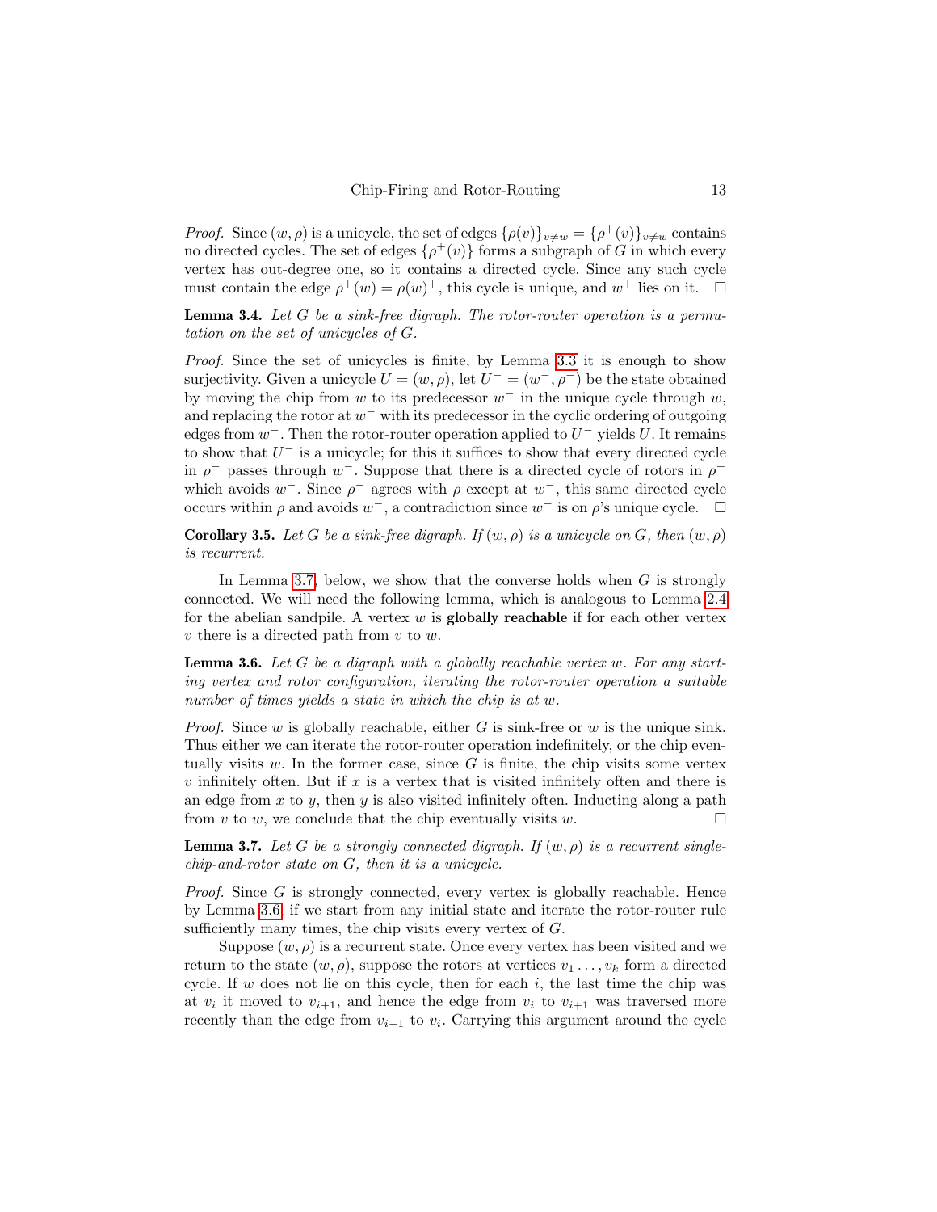*Proof.* Since $(w, \rho)$ is a unicycle, the set of edges $\{\rho(v)\}_{v \neq w} = \{\rho^+(v)\}_{v \neq w}$ contains no directed cycles. The set of edges $\{\rho^+(v)\}$ forms a subgraph of $G$ in which every vertex has out-degree one, so it contains a directed cycle. Since any such cycle must contain the edge $\rho^+(w) = \rho(w)^+$, this cycle is unique, and $w^+$ lies on it. $\square$

**Lemma 3.4.** *Let $G$ be a sink-free digraph. The rotor-router operation is a permutation on the set of unicycles of $G$.*

*Proof.* Since the set of unicycles is finite, by Lemma 3.3 it is enough to show surjectivity. Given a unicycle $U = (w, \rho)$, let $U^- = (w^-, \rho^-)$ be the state obtained by moving the chip from $w$ to its predecessor $w^-$ in the unique cycle through $w$, and replacing the rotor at $w^-$ with its predecessor in the cyclic ordering of outgoing edges from $w^-$. Then the rotor-router operation applied to $U^-$ yields $U$. It remains to show that $U^-$ is a unicycle; for this it suffices to show that every directed cycle in $\rho^-$ passes through $w^-$. Suppose that there is a directed cycle of rotors in $\rho^-$ which avoids $w^-$. Since $\rho^-$ agrees with $\rho$ except at $w^-$, this same directed cycle occurs within $\rho$ and avoids $w^-$, a contradiction since $w^-$ is on $\rho$'s unique cycle. $\square$

**Corollary 3.5.** *Let $G$ be a sink-free digraph. If $(w, \rho)$ is a unicycle on $G$, then $(w, \rho)$ is recurrent.*

In Lemma 3.7, below, we show that the converse holds when $G$ is strongly connected. We will need the following lemma, which is analogous to Lemma 2.4 for the abelian sandpile. A vertex $w$ is **globally reachable** if for each other vertex $v$ there is a directed path from $v$ to $w$.

**Lemma 3.6.** *Let $G$ be a digraph with a globally reachable vertex $w$. For any starting vertex and rotor configuration, iterating the rotor-router operation a suitable number of times yields a state in which the chip is at $w$.*

*Proof.* Since $w$ is globally reachable, either $G$ is sink-free or $w$ is the unique sink. Thus either we can iterate the rotor-router operation indefinitely, or the chip eventually visits $w$. In the former case, since $G$ is finite, the chip visits some vertex $v$ infinitely often. But if $x$ is a vertex that is visited infinitely often and there is an edge from $x$ to $y$, then $y$ is also visited infinitely often. Inducting along a path from $v$ to $w$, we conclude that the chip eventually visits $w$. $\square$

**Lemma 3.7.** *Let $G$ be a strongly connected digraph. If $(w, \rho)$ is a recurrent single-chip-and-rotor state on $G$, then it is a unicycle.*

*Proof.* Since $G$ is strongly connected, every vertex is globally reachable. Hence by Lemma 3.6, if we start from any initial state and iterate the rotor-router rule sufficiently many times, the chip visits every vertex of $G$.

Suppose $(w, \rho)$ is a recurrent state. Once every vertex has been visited and we return to the state $(w, \rho)$, suppose the rotors at vertices $v_1 \ldots, v_k$ form a directed cycle. If $w$ does not lie on this cycle, then for each $i$, the last time the chip was at $v_i$ it moved to $v_{i+1}$, and hence the edge from $v_i$ to $v_{i+1}$ was traversed more recently than the edge from $v_{i-1}$ to $v_i$. Carrying this argument around the cycle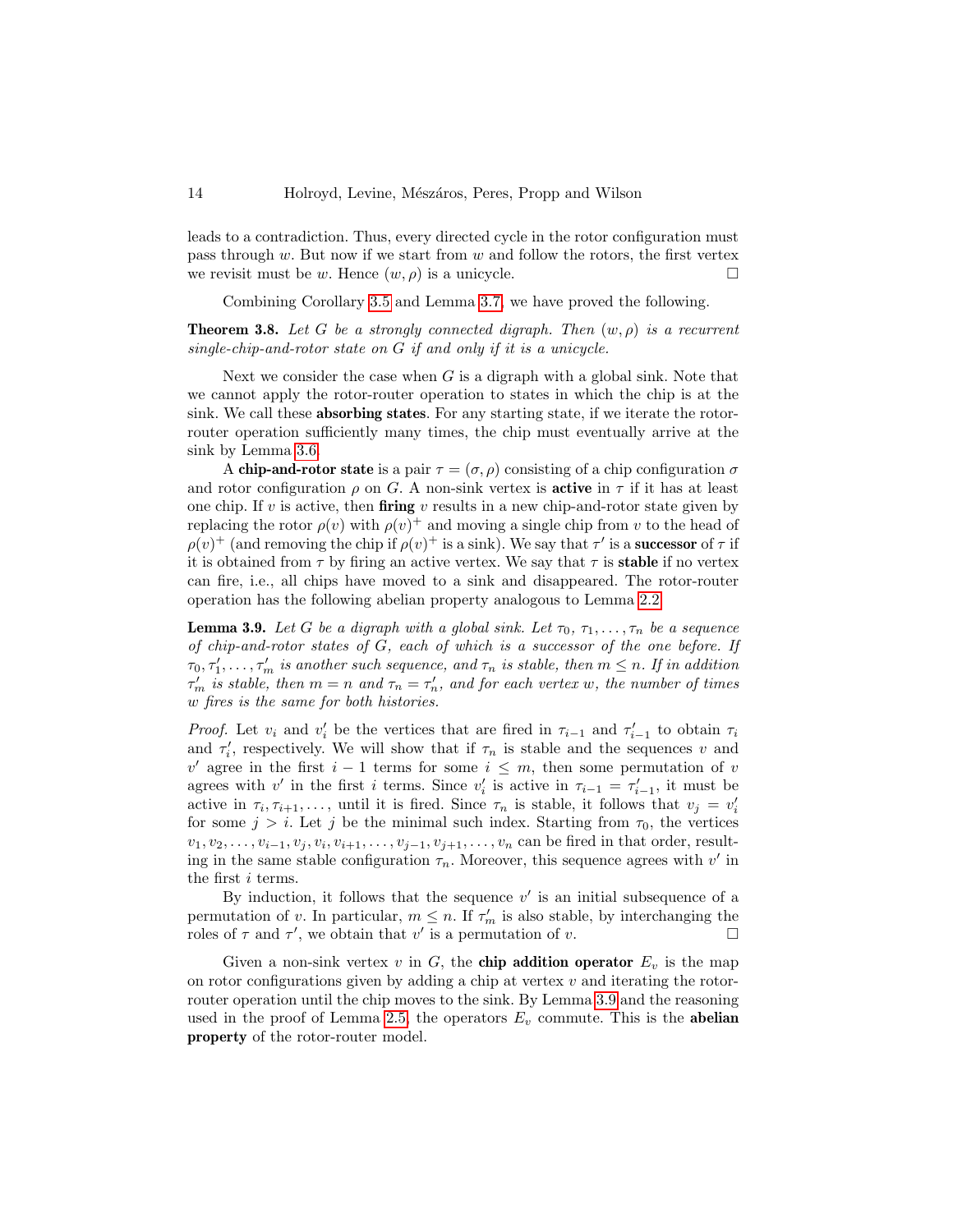leads to a contradiction. Thus, every directed cycle in the rotor configuration must pass through $w$. But now if we start from $w$ and follow the rotors, the first vertex we revisit must be $w$. Hence $(w, \rho)$ is a unicycle. □

Combining Corollary 3.5 and Lemma 3.7, we have proved the following.

**Theorem 3.8.** *Let $G$ be a strongly connected digraph. Then $(w, \rho)$ is a recurrent single-chip-and-rotor state on $G$ if and only if it is a unicycle.*

Next we consider the case when $G$ is a digraph with a global sink. Note that we cannot apply the rotor-router operation to states in which the chip is at the sink. We call these **absorbing states**. For any starting state, if we iterate the rotor-router operation sufficiently many times, the chip must eventually arrive at the sink by Lemma 3.6.

A **chip-and-rotor state** is a pair $\tau = (\sigma, \rho)$ consisting of a chip configuration $\sigma$ and rotor configuration $\rho$ on $G$. A non-sink vertex is **active** in $\tau$ if it has at least one chip. If $v$ is active, then **firing** $v$ results in a new chip-and-rotor state given by replacing the rotor $\rho(v)$ with $\rho(v)^+$ and moving a single chip from $v$ to the head of $\rho(v)^+$ (and removing the chip if $\rho(v)^+$ is a sink). We say that $\tau'$ is a **successor** of $\tau$ if it is obtained from $\tau$ by firing an active vertex. We say that $\tau$ is **stable** if no vertex can fire, i.e., all chips have moved to a sink and disappeared. The rotor-router operation has the following abelian property analogous to Lemma 2.2.

**Lemma 3.9.** *Let $G$ be a digraph with a global sink. Let $\tau_0, \tau_1, \ldots, \tau_n$ be a sequence of chip-and-rotor states of $G$, each of which is a successor of the one before. If $\tau_0, \tau_1', \ldots, \tau_m'$ is another such sequence, and $\tau_n$ is stable, then $m \le n$. If in addition $\tau_m'$ is stable, then $m = n$ and $\tau_n = \tau_n'$, and for each vertex $w$, the number of times $w$ fires is the same for both histories.*

*Proof.* Let $v_i$ and $v_i'$ be the vertices that are fired in $\tau_{i-1}$ and $\tau_{i-1}'$ to obtain $\tau_i$ and $\tau_i'$, respectively. We will show that if $\tau_n$ is stable and the sequences $v$ and $v'$ agree in the first $i-1$ terms for some $i \le m$, then some permutation of $v$ agrees with $v'$ in the first $i$ terms. Since $v_i'$ is active in $\tau_{i-1} = \tau_{i-1}'$, it must be active in $\tau_i, \tau_{i+1}, \ldots,$ until it is fired. Since $\tau_n$ is stable, it follows that $v_j = v_i'$ for some $j > i$. Let $j$ be the minimal such index. Starting from $\tau_0$, the vertices $v_1, v_2, \ldots, v_{i-1}, v_j, v_i, v_{i+1}, \ldots, v_{j-1}, v_{j+1}, \ldots, v_n$ can be fired in that order, resulting in the same stable configuration $\tau_n$. Moreover, this sequence agrees with $v'$ in the first $i$ terms.

By induction, it follows that the sequence $v'$ is an initial subsequence of a permutation of $v$. In particular, $m \le n$. If $\tau_m'$ is also stable, by interchanging the roles of $\tau$ and $\tau'$, we obtain that $v'$ is a permutation of $v$. □

Given a non-sink vertex $v$ in $G$, the **chip addition operator** $E_v$ is the map on rotor configurations given by adding a chip at vertex $v$ and iterating the rotor-router operation until the chip moves to the sink. By Lemma 3.9 and the reasoning used in the proof of Lemma 2.5, the operators $E_v$ commute. This is the **abelian property** of the rotor-router model.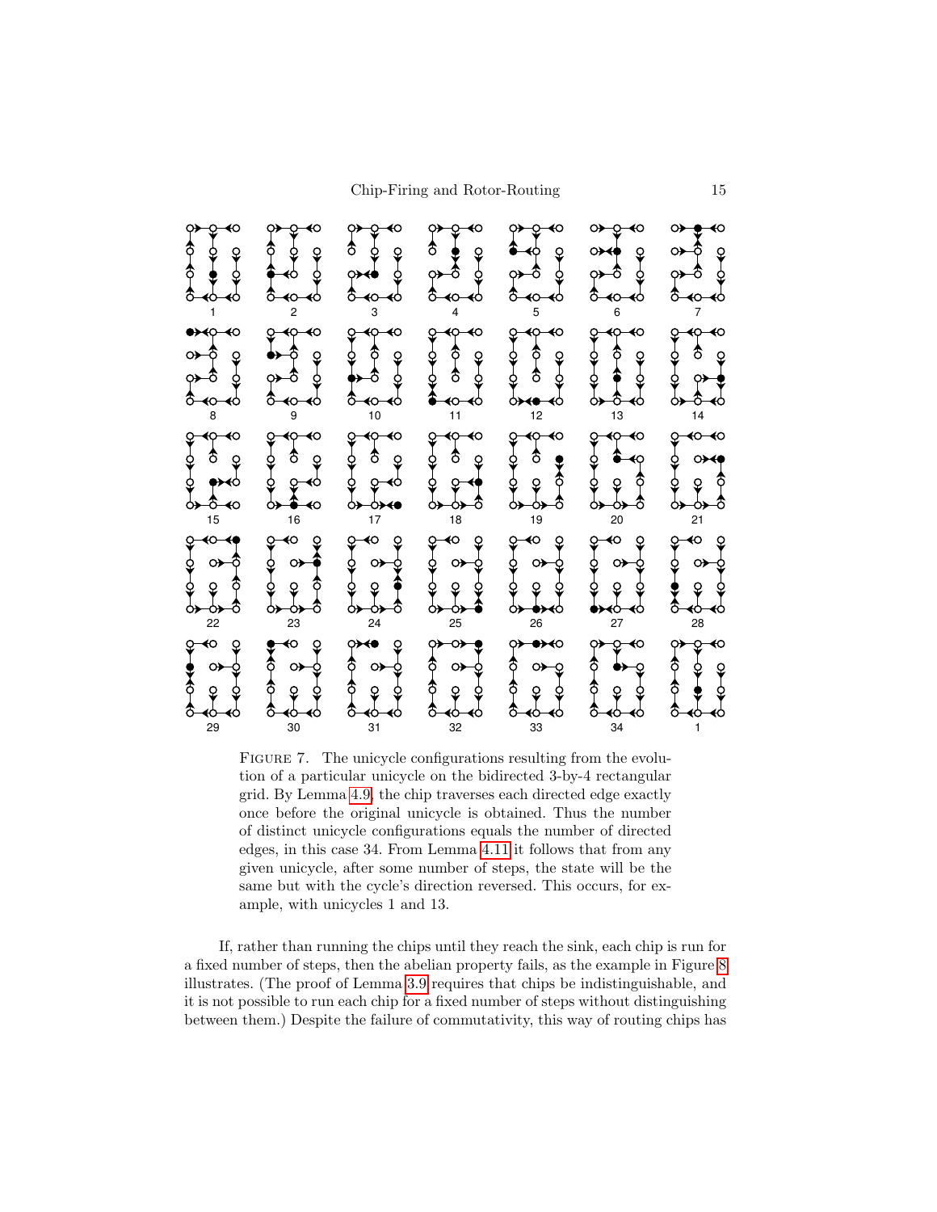Figure 7. The unicycle configurations resulting from the evolution of a particular unicycle on the bidirected 3-by-4 rectangular grid. By Lemma 4.9, the chip traverses each directed edge exactly once before the original unicycle is obtained. Thus the number of distinct unicycle configurations equals the number of directed edges, in this case 34. From Lemma 4.11 it follows that from any given unicycle, after some number of steps, the state will be the same but with the cycle's direction reversed. This occurs, for example, with unicycles 1 and 13.

If, rather than running the chips until they reach the sink, each chip is run for a fixed number of steps, then the abelian property fails, as the example in Figure 8 illustrates. (The proof of Lemma 3.9 requires that chips be indistinguishable, and it is not possible to run each chip for a fixed number of steps without distinguishing between them.) Despite the failure of commutativity, this way of routing chips has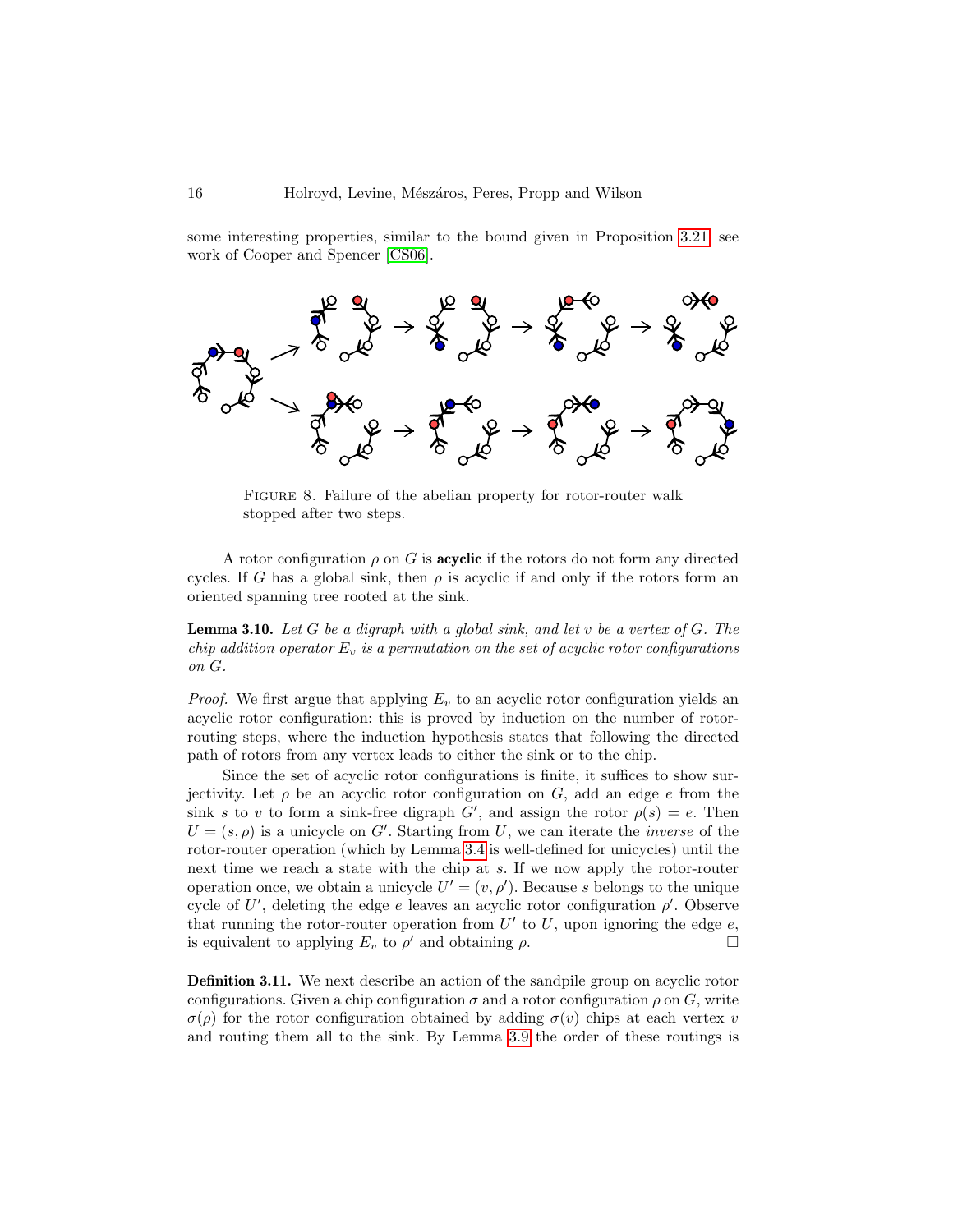some interesting properties, similar to the bound given in Proposition 3.21; see work of Cooper and Spencer [CS06].

FIGURE 8. Failure of the abelian property for rotor-router walk stopped after two steps.

A rotor configuration $\rho$ on $G$ is **acyclic** if the rotors do not form any directed cycles. If $G$ has a global sink, then $\rho$ is acyclic if and only if the rotors form an oriented spanning tree rooted at the sink.

**Lemma 3.10.** *Let $G$ be a digraph with a global sink, and let $v$ be a vertex of $G$. The chip addition operator $E_v$ is a permutation on the set of acyclic rotor configurations on $G$.*

*Proof.* We first argue that applying $E_v$ to an acyclic rotor configuration yields an acyclic rotor configuration: this is proved by induction on the number of rotor-routing steps, where the induction hypothesis states that following the directed path of rotors from any vertex leads to either the sink or to the chip.

Since the set of acyclic rotor configurations is finite, it suffices to show surjectivity. Let $\rho$ be an acyclic rotor configuration on $G$, add an edge $e$ from the sink $s$ to $v$ to form a sink-free digraph $G'$, and assign the rotor $\rho(s) = e$. Then $U = (s, \rho)$ is a unicycle on $G'$. Starting from $U$, we can iterate the *inverse* of the rotor-router operation (which by Lemma 3.4 is well-defined for unicycles) until the next time we reach a state with the chip at $s$. If we now apply the rotor-router operation once, we obtain a unicycle $U' = (v, \rho')$. Because $s$ belongs to the unique cycle of $U'$, deleting the edge $e$ leaves an acyclic rotor configuration $\rho'$. Observe that running the rotor-router operation from $U'$ to $U$, upon ignoring the edge $e$, is equivalent to applying $E_v$ to $\rho'$ and obtaining $\rho$. $\square$

**Definition 3.11.** We next describe an action of the sandpile group on acyclic rotor configurations. Given a chip configuration $\sigma$ and a rotor configuration $\rho$ on $G$, write $\sigma(\rho)$ for the rotor configuration obtained by adding $\sigma(v)$ chips at each vertex $v$ and routing them all to the sink. By Lemma 3.9 the order of these routings is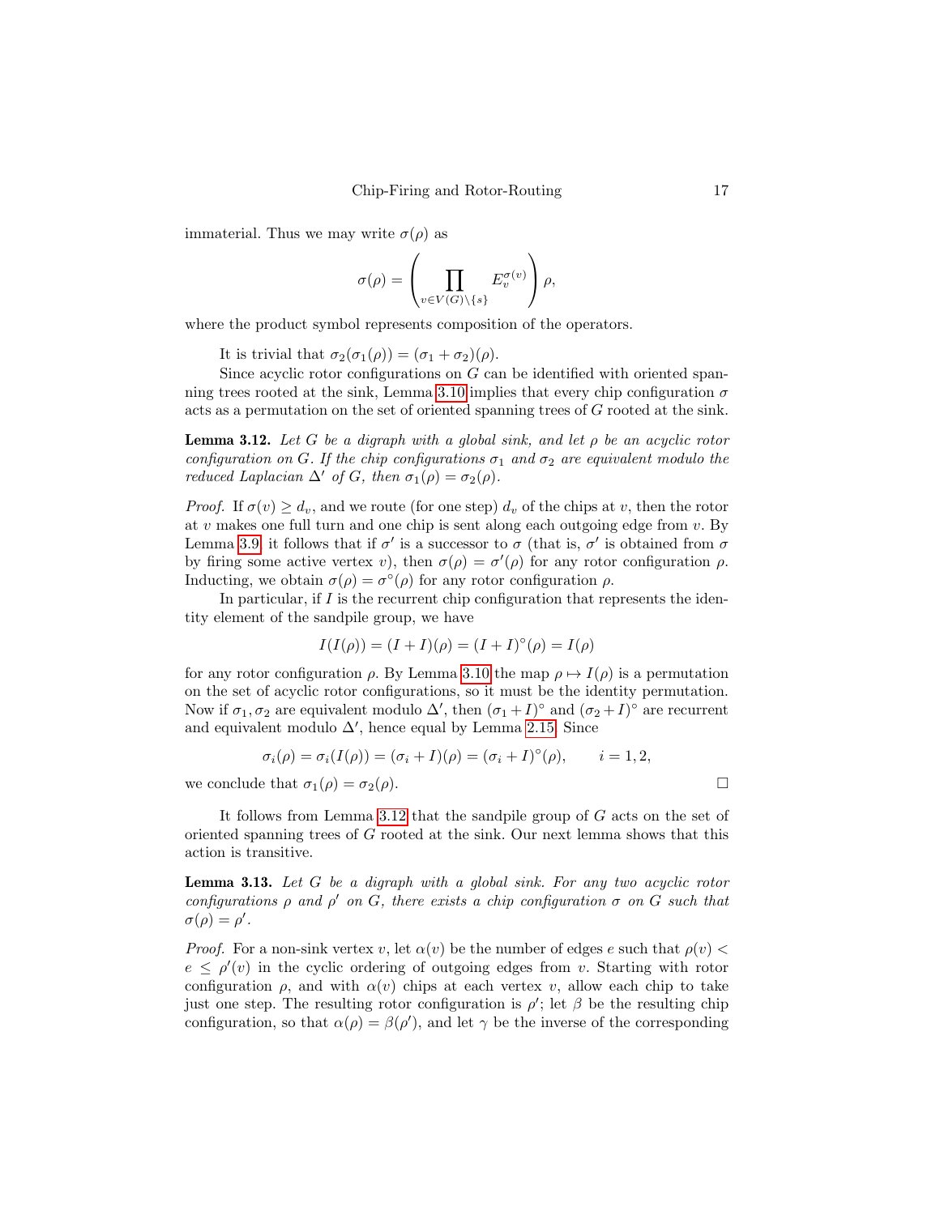immaterial. Thus we may write $\sigma(\rho)$ as

$$\sigma(\rho) = \left( \prod_{v \in V(G) \setminus \{s\}} E_v^{\sigma(v)} \right) \rho,$$

where the product symbol represents composition of the operators.

It is trivial that $\sigma_2(\sigma_1(\rho)) = (\sigma_1 + \sigma_2)(\rho)$.

Since acyclic rotor configurations on $G$ can be identified with oriented spanning trees rooted at the sink, Lemma 3.10 implies that every chip configuration $\sigma$ acts as a permutation on the set of oriented spanning trees of $G$ rooted at the sink.

**Lemma 3.12.** *Let $G$ be a digraph with a global sink, and let $\rho$ be an acyclic rotor configuration on $G$. If the chip configurations $\sigma_1$ and $\sigma_2$ are equivalent modulo the reduced Laplacian $\Delta'$ of $G$, then $\sigma_1(\rho) = \sigma_2(\rho)$.*

*Proof.* If $\sigma(v) \geq d_v$, and we route (for one step) $d_v$ of the chips at $v$, then the rotor at $v$ makes one full turn and one chip is sent along each outgoing edge from $v$. By Lemma 3.9, it follows that if $\sigma'$ is a successor to $\sigma$ (that is, $\sigma'$ is obtained from $\sigma$ by firing some active vertex $v$), then $\sigma(\rho) = \sigma'(\rho)$ for any rotor configuration $\rho$. Inducting, we obtain $\sigma(\rho) = \sigma^\circ(\rho)$ for any rotor configuration $\rho$.

In particular, if $I$ is the recurrent chip configuration that represents the identity element of the sandpile group, we have

$$I(I(\rho)) = (I + I)(\rho) = (I + I)^\circ(\rho) = I(\rho)$$

for any rotor configuration $\rho$. By Lemma 3.10 the map $\rho \mapsto I(\rho)$ is a permutation on the set of acyclic rotor configurations, so it must be the identity permutation. Now if $\sigma_1, \sigma_2$ are equivalent modulo $\Delta'$, then $(\sigma_1 + I)^\circ$ and $(\sigma_2 + I)^\circ$ are recurrent and equivalent modulo $\Delta'$, hence equal by Lemma 2.15. Since

$$\sigma_i(\rho) = \sigma_i(I(\rho)) = (\sigma_i + I)(\rho) = (\sigma_i + I)^\circ(\rho), \qquad i = 1, 2,$$

we conclude that $\sigma_1(\rho) = \sigma_2(\rho)$. $\square$

It follows from Lemma 3.12 that the sandpile group of $G$ acts on the set of oriented spanning trees of $G$ rooted at the sink. Our next lemma shows that this action is transitive.

**Lemma 3.13.** *Let $G$ be a digraph with a global sink. For any two acyclic rotor configurations $\rho$ and $\rho'$ on $G$, there exists a chip configuration $\sigma$ on $G$ such that $\sigma(\rho) = \rho'$.*

*Proof.* For a non-sink vertex $v$, let $\alpha(v)$ be the number of edges $e$ such that $\rho(v) < e \leq \rho'(v)$ in the cyclic ordering of outgoing edges from $v$. Starting with rotor configuration $\rho$, and with $\alpha(v)$ chips at each vertex $v$, allow each chip to take just one step. The resulting rotor configuration is $\rho'$; let $\beta$ be the resulting chip configuration, so that $\alpha(\rho) = \beta(\rho')$, and let $\gamma$ be the inverse of the corresponding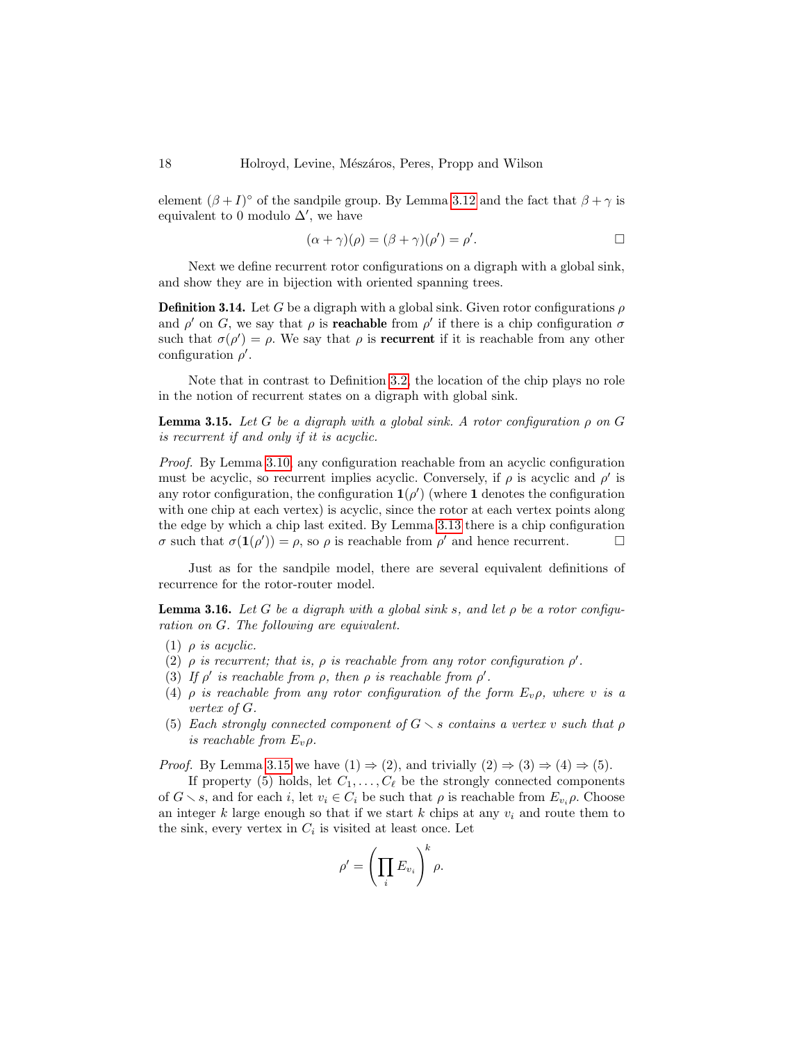element $(\beta + I)^\circ$ of the sandpile group. By Lemma 3.12 and the fact that $\beta + \gamma$ is equivalent to 0 modulo $\Delta'$, we have

$$(\alpha + \gamma)(\rho) = (\beta + \gamma)(\rho') = \rho'.$$

□

Next we define recurrent rotor configurations on a digraph with a global sink, and show they are in bijection with oriented spanning trees.

**Definition 3.14.** Let $G$ be a digraph with a global sink. Given rotor configurations $\rho$ and $\rho'$ on $G$, we say that $\rho$ is **reachable** from $\rho'$ if there is a chip configuration $\sigma$ such that $\sigma(\rho') = \rho$. We say that $\rho$ is **recurrent** if it is reachable from any other configuration $\rho'$.

Note that in contrast to Definition 3.2, the location of the chip plays no role in the notion of recurrent states on a digraph with global sink.

**Lemma 3.15.** *Let $G$ be a digraph with a global sink. A rotor configuration $\rho$ on $G$ is recurrent if and only if it is acyclic.*

*Proof.* By Lemma 3.10, any configuration reachable from an acyclic configuration must be acyclic, so recurrent implies acyclic. Conversely, if $\rho$ is acyclic and $\rho'$ is any rotor configuration, the configuration $\mathbf{1}(\rho')$ (where $\mathbf{1}$ denotes the configuration with one chip at each vertex) is acyclic, since the rotor at each vertex points along the edge by which a chip last exited. By Lemma 3.13 there is a chip configuration $\sigma$ such that $\sigma(\mathbf{1}(\rho')) = \rho$, so $\rho$ is reachable from $\rho'$ and hence recurrent. □

Just as for the sandpile model, there are several equivalent definitions of recurrence for the rotor-router model.

**Lemma 3.16.** *Let $G$ be a digraph with a global sink $s$, and let $\rho$ be a rotor configuration on $G$. The following are equivalent.*

1. *$\rho$ is acyclic.*
2. *$\rho$ is recurrent; that is, $\rho$ is reachable from any rotor configuration $\rho'$.*
3. *If $\rho'$ is reachable from $\rho$, then $\rho$ is reachable from $\rho'$.*
4. *$\rho$ is reachable from any rotor configuration of the form $E_v\rho$, where $v$ is a vertex of $G$.*
5. *Each strongly connected component of $G \setminus s$ contains a vertex $v$ such that $\rho$ is reachable from $E_v\rho$.*

*Proof.* By Lemma 3.15 we have (1) ⇒ (2), and trivially (2) ⇒ (3) ⇒ (4) ⇒ (5).

If property (5) holds, let $C_1, \ldots, C_\ell$ be the strongly connected components of $G \setminus s$, and for each $i$, let $v_i \in C_i$ be such that $\rho$ is reachable from $E_{v_i}\rho$. Choose an integer $k$ large enough so that if we start $k$ chips at any $v_i$ and route them to the sink, every vertex in $C_i$ is visited at least once. Let

$$\rho' = \left( \prod_i E_{v_i} \right)^k \rho.$$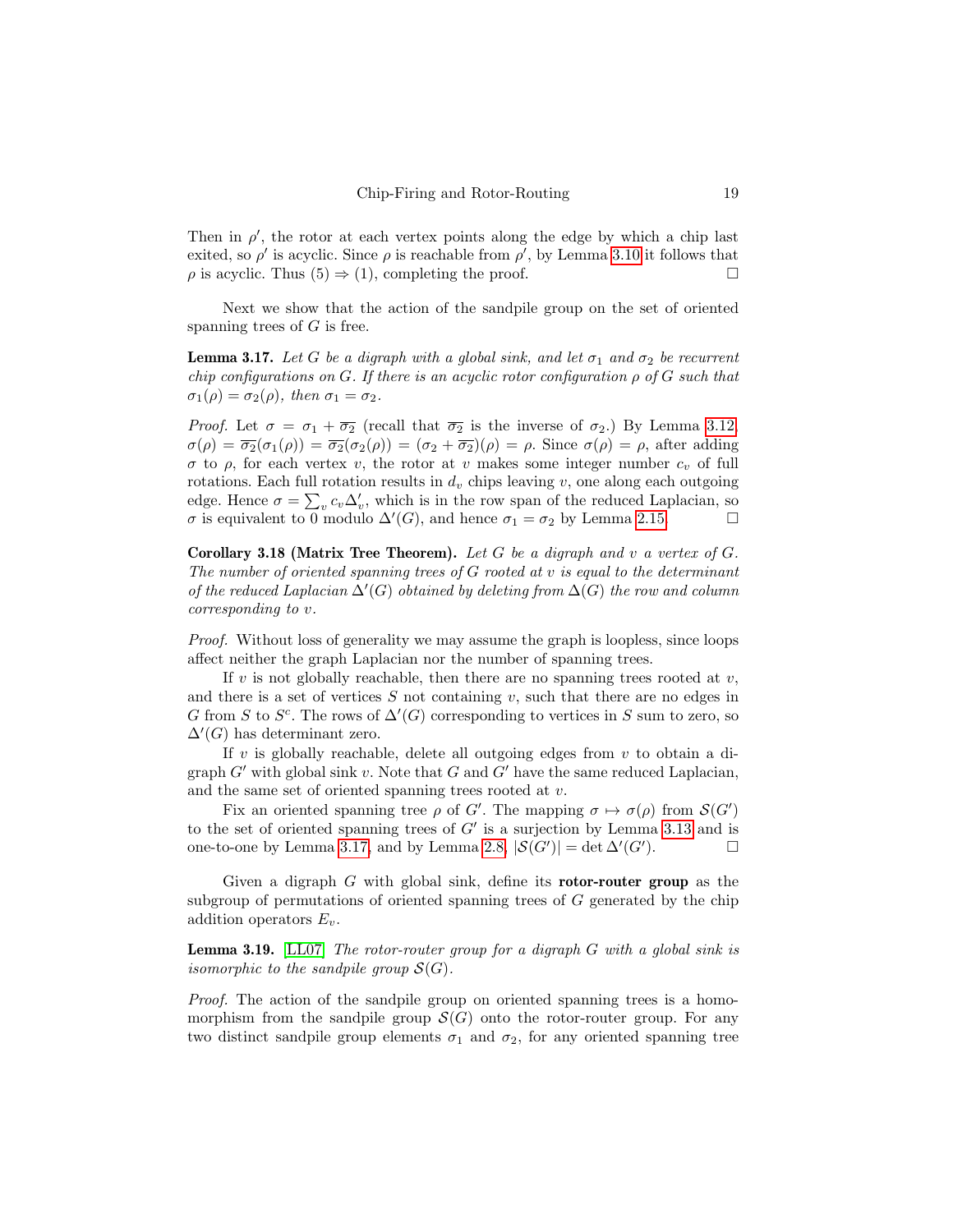Then in $\rho'$, the rotor at each vertex points along the edge by which a chip last exited, so $\rho'$ is acyclic. Since $\rho$ is reachable from $\rho'$, by Lemma 3.10 it follows that $\rho$ is acyclic. Thus (5) $\Rightarrow$ (1), completing the proof. $\square$

Next we show that the action of the sandpile group on the set of oriented spanning trees of $G$ is free.

**Lemma 3.17.** *Let $G$ be a digraph with a global sink, and let $\sigma_1$ and $\sigma_2$ be recurrent chip configurations on $G$. If there is an acyclic rotor configuration $\rho$ of $G$ such that $\sigma_1(\rho) = \sigma_2(\rho)$, then $\sigma_1 = \sigma_2$.*

*Proof.* Let $\sigma = \sigma_1 + \overline{\sigma_2}$ (recall that $\overline{\sigma_2}$ is the inverse of $\sigma_2$.) By Lemma 3.12, $\sigma(\rho) = \overline{\sigma_2}(\sigma_1(\rho)) = \overline{\sigma_2}(\sigma_2(\rho)) = (\sigma_2 + \overline{\sigma_2})(\rho) = \rho$. Since $\sigma(\rho) = \rho$, after adding $\sigma$ to $\rho$, for each vertex $v$, the rotor at $v$ makes some integer number $c_v$ of full rotations. Each full rotation results in $d_v$ chips leaving $v$, one along each outgoing edge. Hence $\sigma = \sum_v c_v \Delta'_v$, which is in the row span of the reduced Laplacian, so $\sigma$ is equivalent to 0 modulo $\Delta'(G)$, and hence $\sigma_1 = \sigma_2$ by Lemma 2.15. $\square$

**Corollary 3.18 (Matrix Tree Theorem).** *Let $G$ be a digraph and $v$ a vertex of $G$. The number of oriented spanning trees of $G$ rooted at $v$ is equal to the determinant of the reduced Laplacian $\Delta'(G)$ obtained by deleting from $\Delta(G)$ the row and column corresponding to $v$.*

*Proof.* Without loss of generality we may assume the graph is loopless, since loops affect neither the graph Laplacian nor the number of spanning trees.

If $v$ is not globally reachable, then there are no spanning trees rooted at $v$, and there is a set of vertices $S$ not containing $v$, such that there are no edges in $G$ from $S$ to $S^c$. The rows of $\Delta'(G)$ corresponding to vertices in $S$ sum to zero, so $\Delta'(G)$ has determinant zero.

If $v$ is globally reachable, delete all outgoing edges from $v$ to obtain a digraph $G'$ with global sink $v$. Note that $G$ and $G'$ have the same reduced Laplacian, and the same set of oriented spanning trees rooted at $v$.

Fix an oriented spanning tree $\rho$ of $G'$. The mapping $\sigma \mapsto \sigma(\rho)$ from $\mathcal{S}(G')$ to the set of oriented spanning trees of $G'$ is a surjection by Lemma 3.13 and is one-to-one by Lemma 3.17, and by Lemma 2.8, $|\mathcal{S}(G')| = \det \Delta'(G')$. $\square$

Given a digraph $G$ with global sink, define its **rotor-router group** as the subgroup of permutations of oriented spanning trees of $G$ generated by the chip addition operators $E_v$.

**Lemma 3.19.** [LL07] *The rotor-router group for a digraph $G$ with a global sink is isomorphic to the sandpile group $\mathcal{S}(G)$.*

*Proof.* The action of the sandpile group on oriented spanning trees is a homomorphism from the sandpile group $\mathcal{S}(G)$ onto the rotor-router group. For any two distinct sandpile group elements $\sigma_1$ and $\sigma_2$, for any oriented spanning tree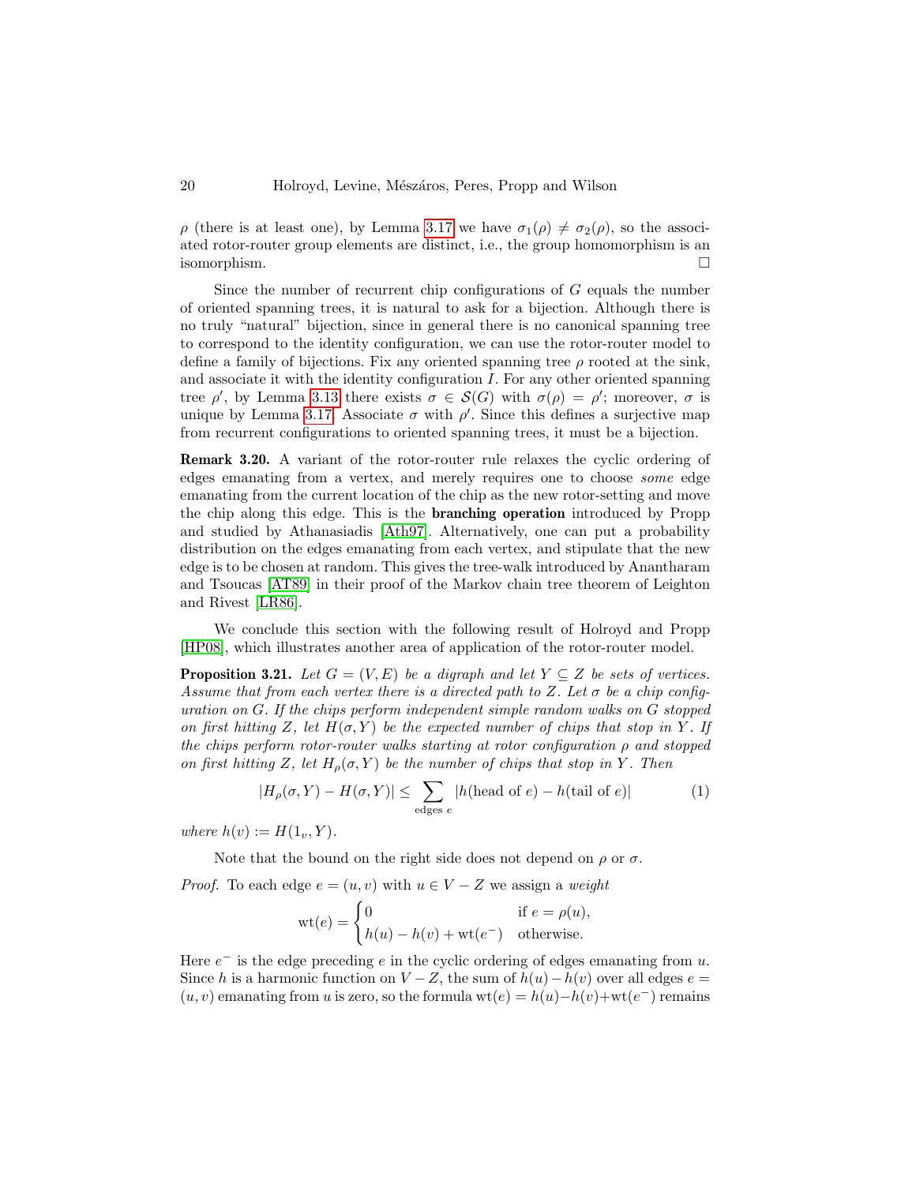$\rho$ (there is at least one), by Lemma 3.17 we have $\sigma_1(\rho) \neq \sigma_2(\rho)$, so the associated rotor-router group elements are distinct, i.e., the group homomorphism is an isomorphism. □

Since the number of recurrent chip configurations of $G$ equals the number of oriented spanning trees, it is natural to ask for a bijection. Although there is no truly "natural" bijection, since in general there is no canonical spanning tree to correspond to the identity configuration, we can use the rotor-router model to define a family of bijections. Fix any oriented spanning tree $\rho$ rooted at the sink, and associate it with the identity configuration $I$. For any other oriented spanning tree $\rho'$, by Lemma 3.13 there exists $\sigma \in \mathcal{S}(G)$ with $\sigma(\rho) = \rho'$; moreover, $\sigma$ is unique by Lemma 3.17. Associate $\sigma$ with $\rho'$. Since this defines a surjective map from recurrent configurations to oriented spanning trees, it must be a bijection.

**Remark 3.20.** A variant of the rotor-router rule relaxes the cyclic ordering of edges emanating from a vertex, and merely requires one to choose *some* edge emanating from the current location of the chip as the new rotor-setting and move the chip along this edge. This is the **branching operation** introduced by Propp and studied by Athanasiadis [Ath97]. Alternatively, one can put a probability distribution on the edges emanating from each vertex, and stipulate that the new edge is to be chosen at random. This gives the tree-walk introduced by Anantharam and Tsoucas [AT89] in their proof of the Markov chain tree theorem of Leighton and Rivest [LR86].

We conclude this section with the following result of Holroyd and Propp [HP08], which illustrates another area of application of the rotor-router model.

**Proposition 3.21.** *Let $G = (V, E)$ be a digraph and let $Y \subseteq Z$ be sets of vertices. Assume that from each vertex there is a directed path to $Z$. Let $\sigma$ be a chip configuration on $G$. If the chips perform independent simple random walks on $G$ stopped on first hitting $Z$, let $H(\sigma, Y)$ be the expected number of chips that stop in $Y$. If the chips perform rotor-router walks starting at rotor configuration $\rho$ and stopped on first hitting $Z$, let $H_\rho(\sigma, Y)$ be the number of chips that stop in $Y$. Then*

$$|H_\rho(\sigma, Y) - H(\sigma, Y)| \leq \sum_{\text{edges } e} |h(\text{head of } e) - h(\text{tail of } e)| \tag{1}$$

*where $h(v) := H(1_v, Y)$.*

Note that the bound on the right side does not depend on $\rho$ or $\sigma$.

*Proof.* To each edge $e = (u, v)$ with $u \in V - Z$ we assign a *weight*

$$\mathrm{wt}(e) = \begin{cases} 0 & \text{if } e = \rho(u), \\ h(u) - h(v) + \mathrm{wt}(e^-) & \text{otherwise.} \end{cases}$$

Here $e^-$ is the edge preceding $e$ in the cyclic ordering of edges emanating from $u$. Since $h$ is a harmonic function on $V - Z$, the sum of $h(u) - h(v)$ over all edges $e = (u, v)$ emanating from $u$ is zero, so the formula $\mathrm{wt}(e) = h(u) - h(v) + \mathrm{wt}(e^-)$ remains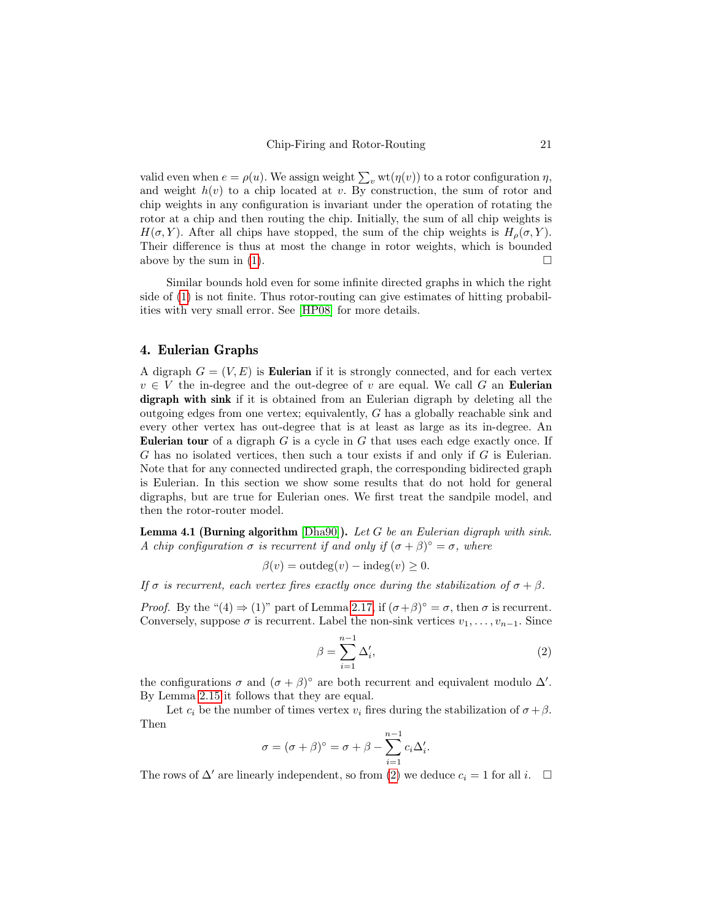valid even when $e = \rho(u)$. We assign weight $\sum_v \mathrm{wt}(\eta(v))$ to a rotor configuration $\eta$, and weight $h(v)$ to a chip located at $v$. By construction, the sum of rotor and chip weights in any configuration is invariant under the operation of rotating the rotor at a chip and then routing the chip. Initially, the sum of all chip weights is $H(\sigma, Y)$. After all chips have stopped, the sum of the chip weights is $H_\rho(\sigma, Y)$. Their difference is thus at most the change in rotor weights, which is bounded above by the sum in (1). □

Similar bounds hold even for some infinite directed graphs in which the right side of (1) is not finite. Thus rotor-routing can give estimates of hitting probabilities with very small error. See [HP08] for more details.

## 4. Eulerian Graphs

A digraph $G = (V, E)$ is **Eulerian** if it is strongly connected, and for each vertex $v \in V$ the in-degree and the out-degree of $v$ are equal. We call $G$ an **Eulerian digraph with sink** if it is obtained from an Eulerian digraph by deleting all the outgoing edges from one vertex; equivalently, $G$ has a globally reachable sink and every other vertex has out-degree that is at least as large as its in-degree. An **Eulerian tour** of a digraph $G$ is a cycle in $G$ that uses each edge exactly once. If $G$ has no isolated vertices, then such a tour exists if and only if $G$ is Eulerian. Note that for any connected undirected graph, the corresponding bidirected graph is Eulerian. In this section we show some results that do not hold for general digraphs, but are true for Eulerian ones. We first treat the sandpile model, and then the rotor-router model.

**Lemma 4.1 (Burning algorithm [Dha90]).** *Let $G$ be an Eulerian digraph with sink. A chip configuration $\sigma$ is recurrent if and only if $(\sigma + \beta)^\circ = \sigma$, where*

$$\beta(v) = \mathrm{outdeg}(v) - \mathrm{indeg}(v) \geq 0.$$

*If $\sigma$ is recurrent, each vertex fires exactly once during the stabilization of $\sigma + \beta$.*

*Proof.* By the "(4) ⇒ (1)" part of Lemma 2.17, if $(\sigma+\beta)^\circ = \sigma$, then $\sigma$ is recurrent. Conversely, suppose $\sigma$ is recurrent. Label the non-sink vertices $v_1, \ldots, v_{n-1}$. Since

$$\beta = \sum_{i=1}^{n-1} \Delta'_i, \tag{2}$$

the configurations $\sigma$ and $(\sigma + \beta)^\circ$ are both recurrent and equivalent modulo $\Delta'$. By Lemma 2.15 it follows that they are equal.

Let $c_i$ be the number of times vertex $v_i$ fires during the stabilization of $\sigma + \beta$. Then

$$\sigma = (\sigma + \beta)^\circ = \sigma + \beta - \sum_{i=1}^{n-1} c_i \Delta'_i.$$

The rows of $\Delta'$ are linearly independent, so from (2) we deduce $c_i = 1$ for all $i$. □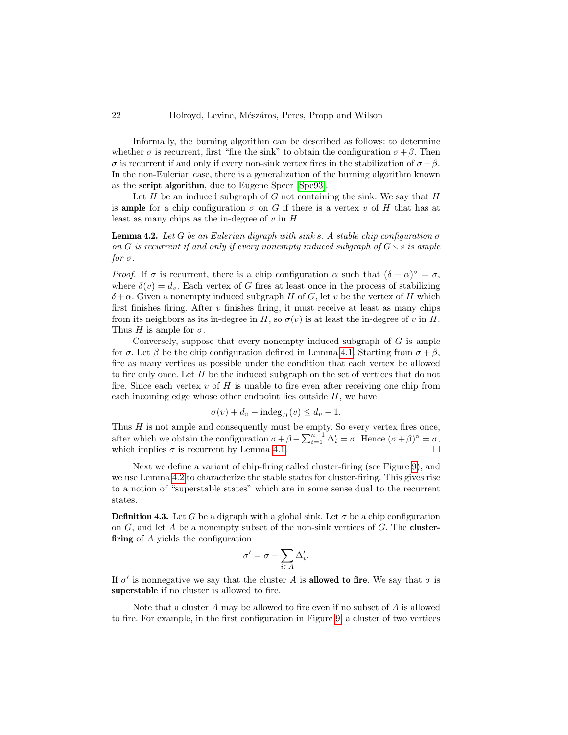Informally, the burning algorithm can be described as follows: to determine whether $\sigma$ is recurrent, first "fire the sink" to obtain the configuration $\sigma + \beta$. Then $\sigma$ is recurrent if and only if every non-sink vertex fires in the stabilization of $\sigma + \beta$. In the non-Eulerian case, there is a generalization of the burning algorithm known as the **script algorithm**, due to Eugene Speer [Spe93].

Let $H$ be an induced subgraph of $G$ not containing the sink. We say that $H$ is **ample** for a chip configuration $\sigma$ on $G$ if there is a vertex $v$ of $H$ that has at least as many chips as the in-degree of $v$ in $H$.

**Lemma 4.2.** *Let $G$ be an Eulerian digraph with sink $s$. A stable chip configuration $\sigma$ on $G$ is recurrent if and only if every nonempty induced subgraph of $G \setminus s$ is ample for $\sigma$.*

*Proof.* If $\sigma$ is recurrent, there is a chip configuration $\alpha$ such that $(\delta + \alpha)^\circ = \sigma$, where $\delta(v) = d_v$. Each vertex of $G$ fires at least once in the process of stabilizing $\delta + \alpha$. Given a nonempty induced subgraph $H$ of $G$, let $v$ be the vertex of $H$ which first finishes firing. After $v$ finishes firing, it must receive at least as many chips from its neighbors as its in-degree in $H$, so $\sigma(v)$ is at least the in-degree of $v$ in $H$. Thus $H$ is ample for $\sigma$.

Conversely, suppose that every nonempty induced subgraph of $G$ is ample for $\sigma$. Let $\beta$ be the chip configuration defined in Lemma 4.1. Starting from $\sigma + \beta$, fire as many vertices as possible under the condition that each vertex be allowed to fire only once. Let $H$ be the induced subgraph on the set of vertices that do not fire. Since each vertex $v$ of $H$ is unable to fire even after receiving one chip from each incoming edge whose other endpoint lies outside $H$, we have

$$\sigma(v) + d_v - \mathrm{indeg}_H(v) \le d_v - 1.$$

Thus $H$ is not ample and consequently must be empty. So every vertex fires once, after which we obtain the configuration $\sigma + \beta - \sum_{i=1}^{n-1} \Delta'_i = \sigma$. Hence $(\sigma + \beta)^\circ = \sigma$, which implies $\sigma$ is recurrent by Lemma 4.1. □

Next we define a variant of chip-firing called cluster-firing (see Figure 9), and we use Lemma 4.2 to characterize the stable states for cluster-firing. This gives rise to a notion of "superstable states" which are in some sense dual to the recurrent states.

**Definition 4.3.** Let $G$ be a digraph with a global sink. Let $\sigma$ be a chip configuration on $G$, and let $A$ be a nonempty subset of the non-sink vertices of $G$. The **cluster-firing** of $A$ yields the configuration

$$\sigma' = \sigma - \sum_{i \in A} \Delta'_i.$$

If $\sigma'$ is nonnegative we say that the cluster $A$ is **allowed to fire**. We say that $\sigma$ is **superstable** if no cluster is allowed to fire.

Note that a cluster $A$ may be allowed to fire even if no subset of $A$ is allowed to fire. For example, in the first configuration in Figure 9, a cluster of two vertices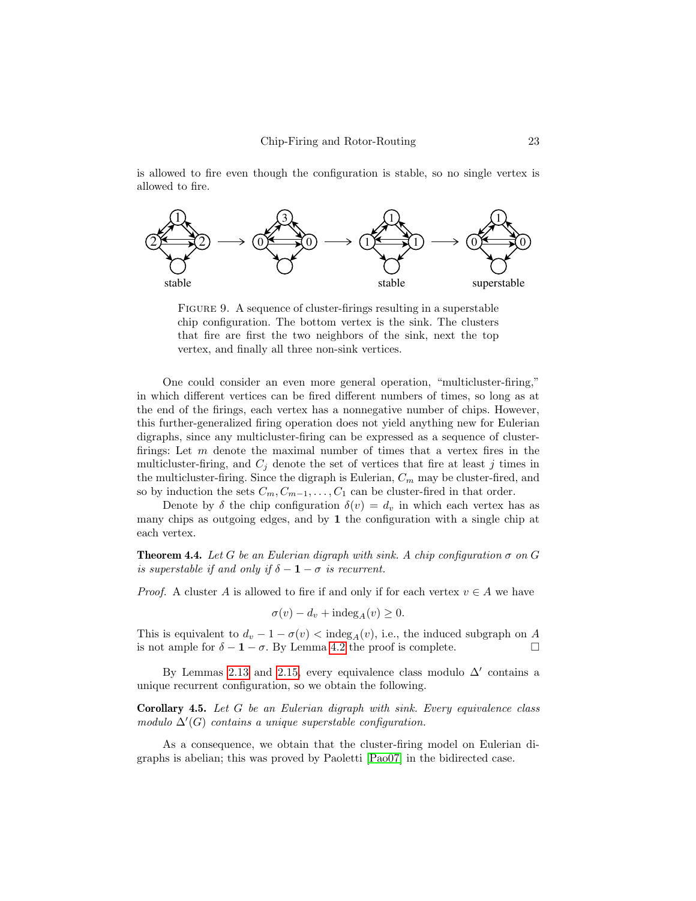is allowed to fire even though the configuration is stable, so no single vertex is allowed to fire.

FIGURE 9. A sequence of cluster-firings resulting in a superstable chip configuration. The bottom vertex is the sink. The clusters that fire are first the two neighbors of the sink, next the top vertex, and finally all three non-sink vertices.

One could consider an even more general operation, "multicluster-firing," in which different vertices can be fired different numbers of times, so long as at the end of the firings, each vertex has a nonnegative number of chips. However, this further-generalized firing operation does not yield anything new for Eulerian digraphs, since any multicluster-firing can be expressed as a sequence of cluster-firings: Let $m$ denote the maximal number of times that a vertex fires in the multicluster-firing, and $C_j$ denote the set of vertices that fire at least $j$ times in the multicluster-firing. Since the digraph is Eulerian, $C_m$ may be cluster-fired, and so by induction the sets $C_m, C_{m-1}, \ldots, C_1$ can be cluster-fired in that order.

Denote by $\delta$ the chip configuration $\delta(v) = d_v$ in which each vertex has as many chips as outgoing edges, and by $\mathbf{1}$ the configuration with a single chip at each vertex.

**Theorem 4.4.** *Let $G$ be an Eulerian digraph with sink. A chip configuration $\sigma$ on $G$ is superstable if and only if $\delta - \mathbf{1} - \sigma$ is recurrent.*

*Proof.* A cluster $A$ is allowed to fire if and only if for each vertex $v \in A$ we have

$$\sigma(v) - d_v + \text{indeg}_A(v) \geq 0.$$

This is equivalent to $d_v - 1 - \sigma(v) < \text{indeg}_A(v)$, i.e., the induced subgraph on $A$ is not ample for $\delta - \mathbf{1} - \sigma$. By Lemma 4.2 the proof is complete. $\square$

By Lemmas 2.13 and 2.15, every equivalence class modulo $\Delta'$ contains a unique recurrent configuration, so we obtain the following.

**Corollary 4.5.** *Let $G$ be an Eulerian digraph with sink. Every equivalence class modulo $\Delta'(G)$ contains a unique superstable configuration.*

As a consequence, we obtain that the cluster-firing model on Eulerian digraphs is abelian; this was proved by Paoletti [Pao07] in the bidirected case.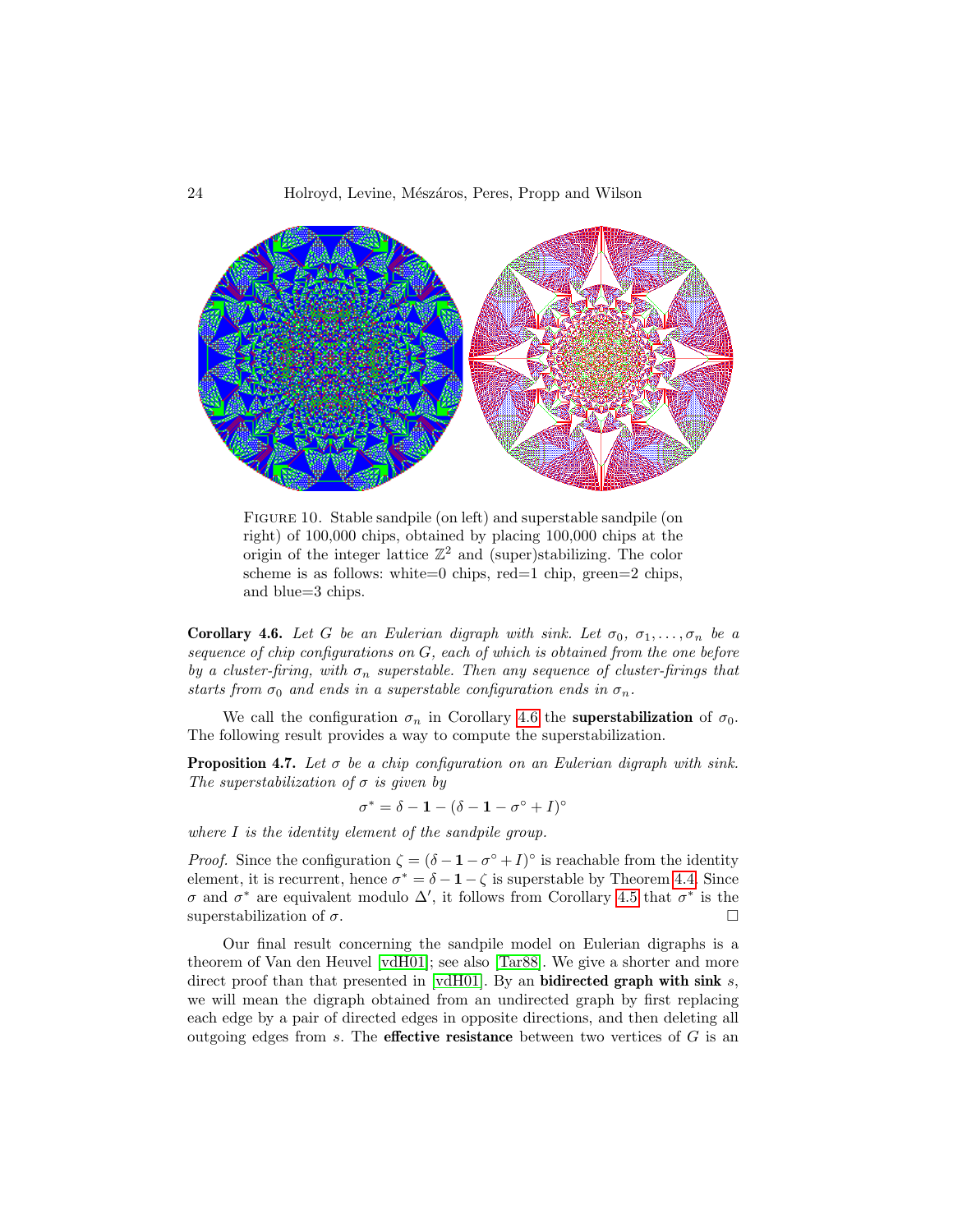FIGURE 10. Stable sandpile (on left) and superstable sandpile (on right) of 100,000 chips, obtained by placing 100,000 chips at the origin of the integer lattice $\mathbb{Z}^2$ and (super)stabilizing. The color scheme is as follows: white=0 chips, red=1 chip, green=2 chips, and blue=3 chips.

**Corollary 4.6.** *Let $G$ be an Eulerian digraph with sink. Let $\sigma_0, \sigma_1, \ldots, \sigma_n$ be a sequence of chip configurations on $G$, each of which is obtained from the one before by a cluster-firing, with $\sigma_n$ superstable. Then any sequence of cluster-firings that starts from $\sigma_0$ and ends in a superstable configuration ends in $\sigma_n$.*

We call the configuration $\sigma_n$ in Corollary 4.6 the **superstabilization** of $\sigma_0$. The following result provides a way to compute the superstabilization.

**Proposition 4.7.** *Let $\sigma$ be a chip configuration on an Eulerian digraph with sink. The superstabilization of $\sigma$ is given by*

$$\sigma^* = \delta - \mathbf{1} - (\delta - \mathbf{1} - \sigma^\circ + I)^\circ$$

*where $I$ is the identity element of the sandpile group.*

*Proof.* Since the configuration $\zeta = (\delta - \mathbf{1} - \sigma^\circ + I)^\circ$ is reachable from the identity element, it is recurrent, hence $\sigma^* = \delta - \mathbf{1} - \zeta$ is superstable by Theorem 4.4. Since $\sigma$ and $\sigma^*$ are equivalent modulo $\Delta'$, it follows from Corollary 4.5 that $\sigma^*$ is the superstabilization of $\sigma$. $\square$

Our final result concerning the sandpile model on Eulerian digraphs is a theorem of Van den Heuvel [vdH01]; see also [Tar88]. We give a shorter and more direct proof than that presented in [vdH01]. By an **bidirected graph with sink** $s$, we will mean the digraph obtained from an undirected graph by first replacing each edge by a pair of directed edges in opposite directions, and then deleting all outgoing edges from $s$. The **effective resistance** between two vertices of $G$ is an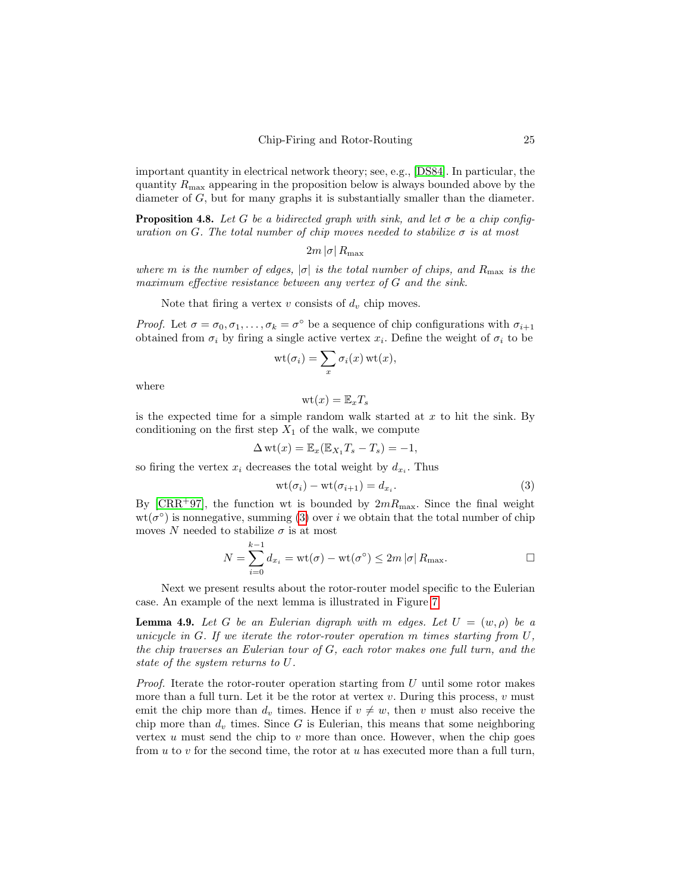important quantity in electrical network theory; see, e.g., [DS84]. In particular, the quantity $R_{\max}$ appearing in the proposition below is always bounded above by the diameter of $G$, but for many graphs it is substantially smaller than the diameter.

**Proposition 4.8.** *Let $G$ be a bidirected graph with sink, and let $\sigma$ be a chip configuration on $G$. The total number of chip moves needed to stabilize $\sigma$ is at most*

$$2m\,|\sigma|\,R_{\max}$$

*where $m$ is the number of edges, $|\sigma|$ is the total number of chips, and $R_{\max}$ is the maximum effective resistance between any vertex of $G$ and the sink.*

Note that firing a vertex $v$ consists of $d_v$ chip moves.

*Proof.* Let $\sigma = \sigma_0, \sigma_1, \ldots, \sigma_k = \sigma^\circ$ be a sequence of chip configurations with $\sigma_{i+1}$ obtained from $\sigma_i$ by firing a single active vertex $x_i$. Define the weight of $\sigma_i$ to be

$$\mathrm{wt}(\sigma_i) = \sum_x \sigma_i(x)\,\mathrm{wt}(x),$$

where

$$\mathrm{wt}(x) = \mathbb{E}_x T_s$$

is the expected time for a simple random walk started at $x$ to hit the sink. By conditioning on the first step $X_1$ of the walk, we compute

$$\Delta\,\mathrm{wt}(x) = \mathbb{E}_x(\mathbb{E}_{X_1} T_s - T_s) = -1,$$

so firing the vertex $x_i$ decreases the total weight by $d_{x_i}$. Thus

$$\mathrm{wt}(\sigma_i) - \mathrm{wt}(\sigma_{i+1}) = d_{x_i}. \tag{3}$$

By [CRR+97], the function wt is bounded by $2mR_{\max}$. Since the final weight $\mathrm{wt}(\sigma^\circ)$ is nonnegative, summing (3) over $i$ we obtain that the total number of chip moves $N$ needed to stabilize $\sigma$ is at most

$$N = \sum_{i=0}^{k-1} d_{x_i} = \mathrm{wt}(\sigma) - \mathrm{wt}(\sigma^\circ) \leq 2m\,|\sigma|\,R_{\max}. \qquad \square$$

Next we present results about the rotor-router model specific to the Eulerian case. An example of the next lemma is illustrated in Figure 7.

**Lemma 4.9.** *Let $G$ be an Eulerian digraph with $m$ edges. Let $U = (w, \rho)$ be a unicycle in $G$. If we iterate the rotor-router operation $m$ times starting from $U$, the chip traverses an Eulerian tour of $G$, each rotor makes one full turn, and the state of the system returns to $U$.*

*Proof.* Iterate the rotor-router operation starting from $U$ until some rotor makes more than a full turn. Let it be the rotor at vertex $v$. During this process, $v$ must emit the chip more than $d_v$ times. Hence if $v \neq w$, then $v$ must also receive the chip more than $d_v$ times. Since $G$ is Eulerian, this means that some neighboring vertex $u$ must send the chip to $v$ more than once. However, when the chip goes from $u$ to $v$ for the second time, the rotor at $u$ has executed more than a full turn,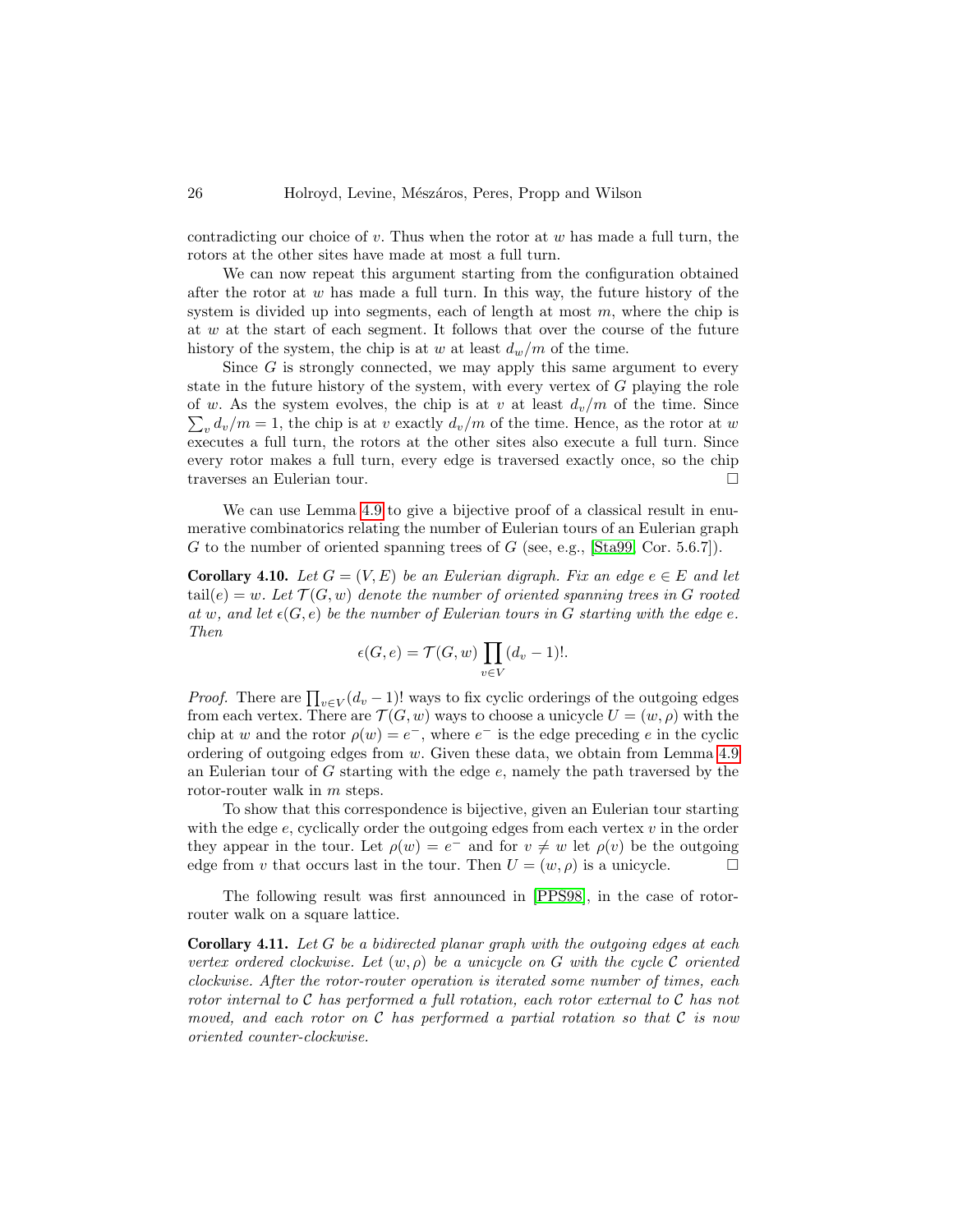contradicting our choice of $v$. Thus when the rotor at $w$ has made a full turn, the rotors at the other sites have made at most a full turn.

We can now repeat this argument starting from the configuration obtained after the rotor at $w$ has made a full turn. In this way, the future history of the system is divided up into segments, each of length at most $m$, where the chip is at $w$ at the start of each segment. It follows that over the course of the future history of the system, the chip is at $w$ at least $d_w/m$ of the time.

Since $G$ is strongly connected, we may apply this same argument to every state in the future history of the system, with every vertex of $G$ playing the role of $w$. As the system evolves, the chip is at $v$ at least $d_v/m$ of the time. Since $\sum_v d_v/m = 1$, the chip is at $v$ exactly $d_v/m$ of the time. Hence, as the rotor at $w$ executes a full turn, the rotors at the other sites also execute a full turn. Since every rotor makes a full turn, every edge is traversed exactly once, so the chip traverses an Eulerian tour. □

We can use Lemma 4.9 to give a bijective proof of a classical result in enumerative combinatorics relating the number of Eulerian tours of an Eulerian graph $G$ to the number of oriented spanning trees of $G$ (see, e.g., [Sta99, Cor. 5.6.7]).

**Corollary 4.10.** *Let $G = (V, E)$ be an Eulerian digraph. Fix an edge $e \in E$ and let $\mathrm{tail}(e) = w$. Let $\mathcal{T}(G, w)$ denote the number of oriented spanning trees in $G$ rooted at $w$, and let $\epsilon(G, e)$ be the number of Eulerian tours in $G$ starting with the edge $e$. Then*

$$\epsilon(G, e) = \mathcal{T}(G, w) \prod_{v \in V} (d_v - 1)!.$$

*Proof.* There are $\prod_{v \in V}(d_v - 1)!$ ways to fix cyclic orderings of the outgoing edges from each vertex. There are $\mathcal{T}(G, w)$ ways to choose a unicycle $U = (w, \rho)$ with the chip at $w$ and the rotor $\rho(w) = e^-$, where $e^-$ is the edge preceding $e$ in the cyclic ordering of outgoing edges from $w$. Given these data, we obtain from Lemma 4.9 an Eulerian tour of $G$ starting with the edge $e$, namely the path traversed by the rotor-router walk in $m$ steps.

To show that this correspondence is bijective, given an Eulerian tour starting with the edge $e$, cyclically order the outgoing edges from each vertex $v$ in the order they appear in the tour. Let $\rho(w) = e^-$ and for $v \neq w$ let $\rho(v)$ be the outgoing edge from $v$ that occurs last in the tour. Then $U = (w, \rho)$ is a unicycle. □

The following result was first announced in [PPS98], in the case of rotor-router walk on a square lattice.

**Corollary 4.11.** *Let $G$ be a bidirected planar graph with the outgoing edges at each vertex ordered clockwise. Let $(w, \rho)$ be a unicycle on $G$ with the cycle $\mathcal{C}$ oriented clockwise. After the rotor-router operation is iterated some number of times, each rotor internal to $\mathcal{C}$ has performed a full rotation, each rotor external to $\mathcal{C}$ has not moved, and each rotor on $\mathcal{C}$ has performed a partial rotation so that $\mathcal{C}$ is now oriented counter-clockwise.*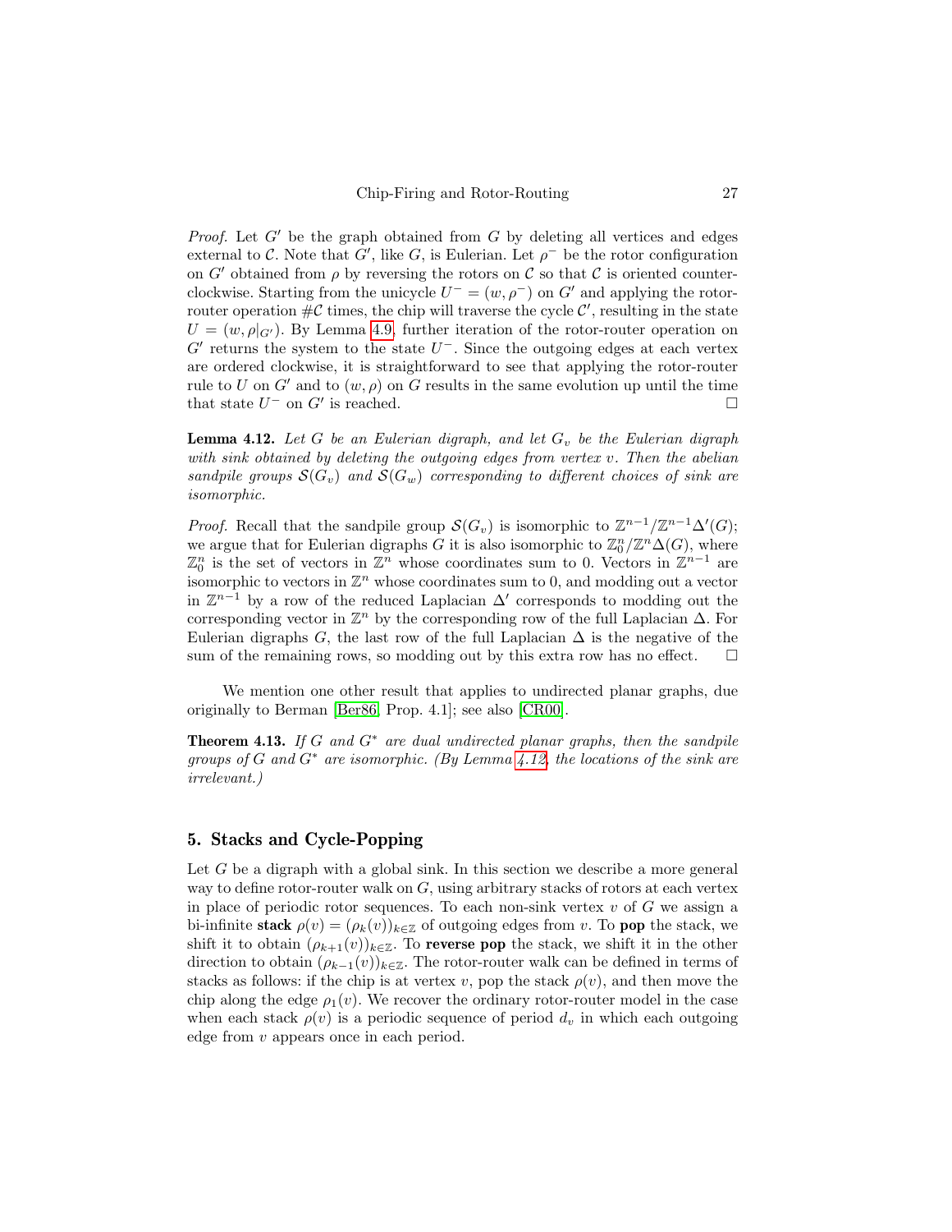*Proof.* Let $G'$ be the graph obtained from $G$ by deleting all vertices and edges external to $\mathcal{C}$. Note that $G'$, like $G$, is Eulerian. Let $\rho^-$ be the rotor configuration on $G'$ obtained from $\rho$ by reversing the rotors on $\mathcal{C}$ so that $\mathcal{C}$ is oriented counterclockwise. Starting from the unicycle $U^- = (w, \rho^-)$ on $G'$ and applying the rotor-router operation $\#\mathcal{C}$ times, the chip will traverse the cycle $\mathcal{C}'$, resulting in the state $U = (w, \rho|_{G'})$. By Lemma 4.9, further iteration of the rotor-router operation on $G'$ returns the system to the state $U^-$. Since the outgoing edges at each vertex are ordered clockwise, it is straightforward to see that applying the rotor-router rule to $U$ on $G'$ and to $(w, \rho)$ on $G$ results in the same evolution up until the time that state $U^-$ on $G'$ is reached. □

**Lemma 4.12.** *Let $G$ be an Eulerian digraph, and let $G_v$ be the Eulerian digraph with sink obtained by deleting the outgoing edges from vertex $v$. Then the abelian sandpile groups $\mathcal{S}(G_v)$ and $\mathcal{S}(G_w)$ corresponding to different choices of sink are isomorphic.*

*Proof.* Recall that the sandpile group $\mathcal{S}(G_v)$ is isomorphic to $\mathbb{Z}^{n-1}/\mathbb{Z}^{n-1}\Delta'(G)$; we argue that for Eulerian digraphs $G$ it is also isomorphic to $\mathbb{Z}^n_0/\mathbb{Z}^n\Delta(G)$, where $\mathbb{Z}^n_0$ is the set of vectors in $\mathbb{Z}^n$ whose coordinates sum to 0. Vectors in $\mathbb{Z}^{n-1}$ are isomorphic to vectors in $\mathbb{Z}^n$ whose coordinates sum to 0, and modding out a vector in $\mathbb{Z}^{n-1}$ by a row of the reduced Laplacian $\Delta'$ corresponds to modding out the corresponding vector in $\mathbb{Z}^n$ by the corresponding row of the full Laplacian $\Delta$. For Eulerian digraphs $G$, the last row of the full Laplacian $\Delta$ is the negative of the sum of the remaining rows, so modding out by this extra row has no effect. □

We mention one other result that applies to undirected planar graphs, due originally to Berman [Ber86, Prop. 4.1]; see also [CR00].

**Theorem 4.13.** *If $G$ and $G^*$ are dual undirected planar graphs, then the sandpile groups of $G$ and $G^*$ are isomorphic. (By Lemma 4.12, the locations of the sink are irrelevant.)*

## 5. Stacks and Cycle-Popping

Let $G$ be a digraph with a global sink. In this section we describe a more general way to define rotor-router walk on $G$, using arbitrary stacks of rotors at each vertex in place of periodic rotor sequences. To each non-sink vertex $v$ of $G$ we assign a bi-infinite **stack** $\rho(v) = (\rho_k(v))_{k\in\mathbb{Z}}$ of outgoing edges from $v$. To **pop** the stack, we shift it to obtain $(\rho_{k+1}(v))_{k\in\mathbb{Z}}$. To **reverse pop** the stack, we shift it in the other direction to obtain $(\rho_{k-1}(v))_{k\in\mathbb{Z}}$. The rotor-router walk can be defined in terms of stacks as follows: if the chip is at vertex $v$, pop the stack $\rho(v)$, and then move the chip along the edge $\rho_1(v)$. We recover the ordinary rotor-router model in the case when each stack $\rho(v)$ is a periodic sequence of period $d_v$ in which each outgoing edge from $v$ appears once in each period.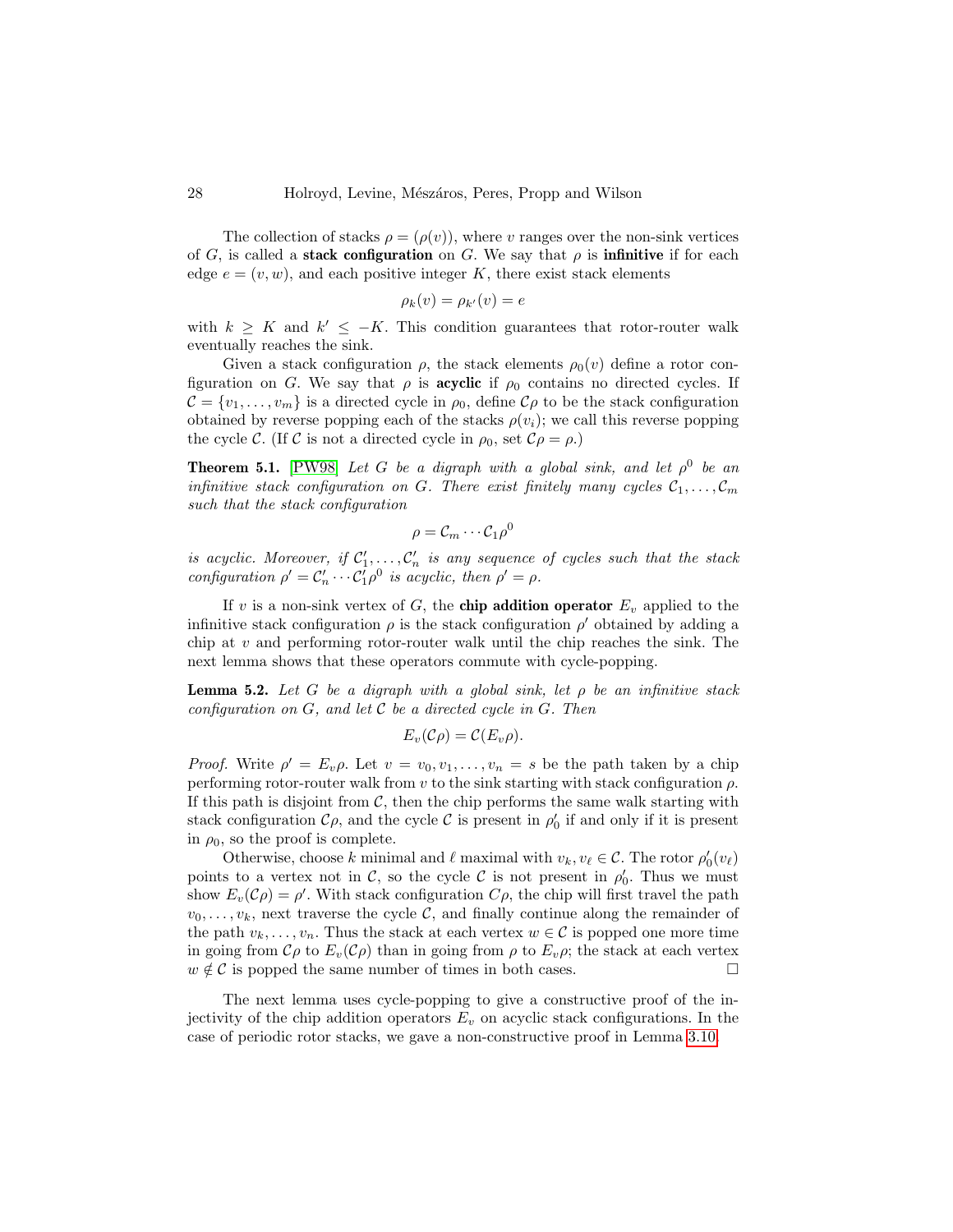The collection of stacks $\rho = (\rho(v))$, where $v$ ranges over the non-sink vertices of $G$, is called a **stack configuration** on $G$. We say that $\rho$ is **infinitive** if for each edge $e = (v, w)$, and each positive integer $K$, there exist stack elements

$$\rho_k(v) = \rho_{k'}(v) = e$$

with $k \geq K$ and $k' \leq -K$. This condition guarantees that rotor-router walk eventually reaches the sink.

Given a stack configuration $\rho$, the stack elements $\rho_0(v)$ define a rotor configuration on $G$. We say that $\rho$ is **acyclic** if $\rho_0$ contains no directed cycles. If $\mathcal{C} = \{v_1, \ldots, v_m\}$ is a directed cycle in $\rho_0$, define $\mathcal{C}\rho$ to be the stack configuration obtained by reverse popping each of the stacks $\rho(v_i)$; we call this reverse popping the cycle $\mathcal{C}$. (If $\mathcal{C}$ is not a directed cycle in $\rho_0$, set $\mathcal{C}\rho = \rho$.)

**Theorem 5.1.** [PW98] *Let $G$ be a digraph with a global sink, and let $\rho^0$ be an infinitive stack configuration on $G$. There exist finitely many cycles $\mathcal{C}_1, \ldots, \mathcal{C}_m$ such that the stack configuration*

$$\rho = \mathcal{C}_m \cdots \mathcal{C}_1 \rho^0$$

*is acyclic. Moreover, if $\mathcal{C}'_1, \ldots, \mathcal{C}'_n$ is any sequence of cycles such that the stack configuration $\rho' = \mathcal{C}'_n \cdots \mathcal{C}'_1 \rho^0$ is acyclic, then $\rho' = \rho$.*

If $v$ is a non-sink vertex of $G$, the **chip addition operator** $E_v$ applied to the infinitive stack configuration $\rho$ is the stack configuration $\rho'$ obtained by adding a chip at $v$ and performing rotor-router walk until the chip reaches the sink. The next lemma shows that these operators commute with cycle-popping.

**Lemma 5.2.** *Let $G$ be a digraph with a global sink, let $\rho$ be an infinitive stack configuration on $G$, and let $\mathcal{C}$ be a directed cycle in $G$. Then*

$$E_v(\mathcal{C}\rho) = \mathcal{C}(E_v\rho).$$

*Proof.* Write $\rho' = E_v\rho$. Let $v = v_0, v_1, \ldots, v_n = s$ be the path taken by a chip performing rotor-router walk from $v$ to the sink starting with stack configuration $\rho$. If this path is disjoint from $\mathcal{C}$, then the chip performs the same walk starting with stack configuration $\mathcal{C}\rho$, and the cycle $\mathcal{C}$ is present in $\rho'_0$ if and only if it is present in $\rho_0$, so the proof is complete.

Otherwise, choose $k$ minimal and $\ell$ maximal with $v_k, v_\ell \in \mathcal{C}$. The rotor $\rho'_0(v_\ell)$ points to a vertex not in $\mathcal{C}$, so the cycle $\mathcal{C}$ is not present in $\rho'_0$. Thus we must show $E_v(\mathcal{C}\rho) = \rho'$. With stack configuration $C\rho$, the chip will first travel the path $v_0, \ldots, v_k$, next traverse the cycle $\mathcal{C}$, and finally continue along the remainder of the path $v_k, \ldots, v_n$. Thus the stack at each vertex $w \in \mathcal{C}$ is popped one more time in going from $\mathcal{C}\rho$ to $E_v(\mathcal{C}\rho)$ than in going from $\rho$ to $E_v\rho$; the stack at each vertex $w \notin \mathcal{C}$ is popped the same number of times in both cases. $\square$

The next lemma uses cycle-popping to give a constructive proof of the injectivity of the chip addition operators $E_v$ on acyclic stack configurations. In the case of periodic rotor stacks, we gave a non-constructive proof in Lemma 3.10.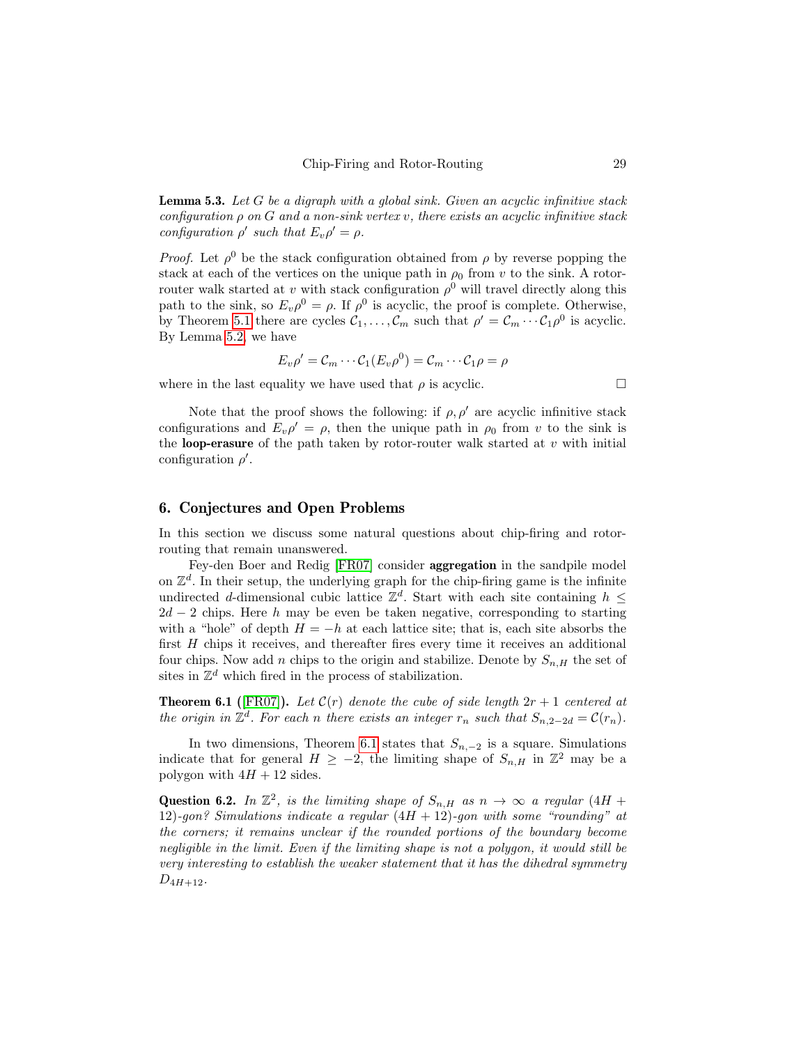**Lemma 5.3.** *Let $G$ be a digraph with a global sink. Given an acyclic infinitive stack configuration $\rho$ on $G$ and a non-sink vertex $v$, there exists an acyclic infinitive stack configuration $\rho'$ such that $E_v \rho' = \rho$.*

*Proof.* Let $\rho^0$ be the stack configuration obtained from $\rho$ by reverse popping the stack at each of the vertices on the unique path in $\rho_0$ from $v$ to the sink. A rotor-router walk started at $v$ with stack configuration $\rho^0$ will travel directly along this path to the sink, so $E_v \rho^0 = \rho$. If $\rho^0$ is acyclic, the proof is complete. Otherwise, by Theorem 5.1 there are cycles $\mathcal{C}_1, \ldots, \mathcal{C}_m$ such that $\rho' = \mathcal{C}_m \cdots \mathcal{C}_1 \rho^0$ is acyclic. By Lemma 5.2, we have

$$E_v \rho' = \mathcal{C}_m \cdots \mathcal{C}_1 (E_v \rho^0) = \mathcal{C}_m \cdots \mathcal{C}_1 \rho = \rho$$

where in the last equality we have used that $\rho$ is acyclic. □

Note that the proof shows the following: if $\rho, \rho'$ are acyclic infinitive stack configurations and $E_v \rho' = \rho$, then the unique path in $\rho_0$ from $v$ to the sink is the **loop-erasure** of the path taken by rotor-router walk started at $v$ with initial configuration $\rho'$.

## 6. Conjectures and Open Problems

In this section we discuss some natural questions about chip-firing and rotor-routing that remain unanswered.

Fey-den Boer and Redig [FR07] consider **aggregation** in the sandpile model on $\mathbb{Z}^d$. In their setup, the underlying graph for the chip-firing game is the infinite undirected $d$-dimensional cubic lattice $\mathbb{Z}^d$. Start with each site containing $h \leq 2d-2$ chips. Here $h$ may be even be taken negative, corresponding to starting with a "hole" of depth $H = -h$ at each lattice site; that is, each site absorbs the first $H$ chips it receives, and thereafter fires every time it receives an additional four chips. Now add $n$ chips to the origin and stabilize. Denote by $S_{n,H}$ the set of sites in $\mathbb{Z}^d$ which fired in the process of stabilization.

**Theorem 6.1** ([FR07]). *Let $\mathcal{C}(r)$ denote the cube of side length $2r+1$ centered at the origin in $\mathbb{Z}^d$. For each $n$ there exists an integer $r_n$ such that $S_{n,2-2d} = \mathcal{C}(r_n)$.*

In two dimensions, Theorem 6.1 states that $S_{n,-2}$ is a square. Simulations indicate that for general $H \geq -2$, the limiting shape of $S_{n,H}$ in $\mathbb{Z}^2$ may be a polygon with $4H+12$ sides.

**Question 6.2.** *In $\mathbb{Z}^2$, is the limiting shape of $S_{n,H}$ as $n \to \infty$ a regular $(4H+12)$-gon? Simulations indicate a regular $(4H+12)$-gon with some "rounding" at the corners; it remains unclear if the rounded portions of the boundary become negligible in the limit. Even if the limiting shape is not a polygon, it would still be very interesting to establish the weaker statement that it has the dihedral symmetry $D_{4H+12}$.*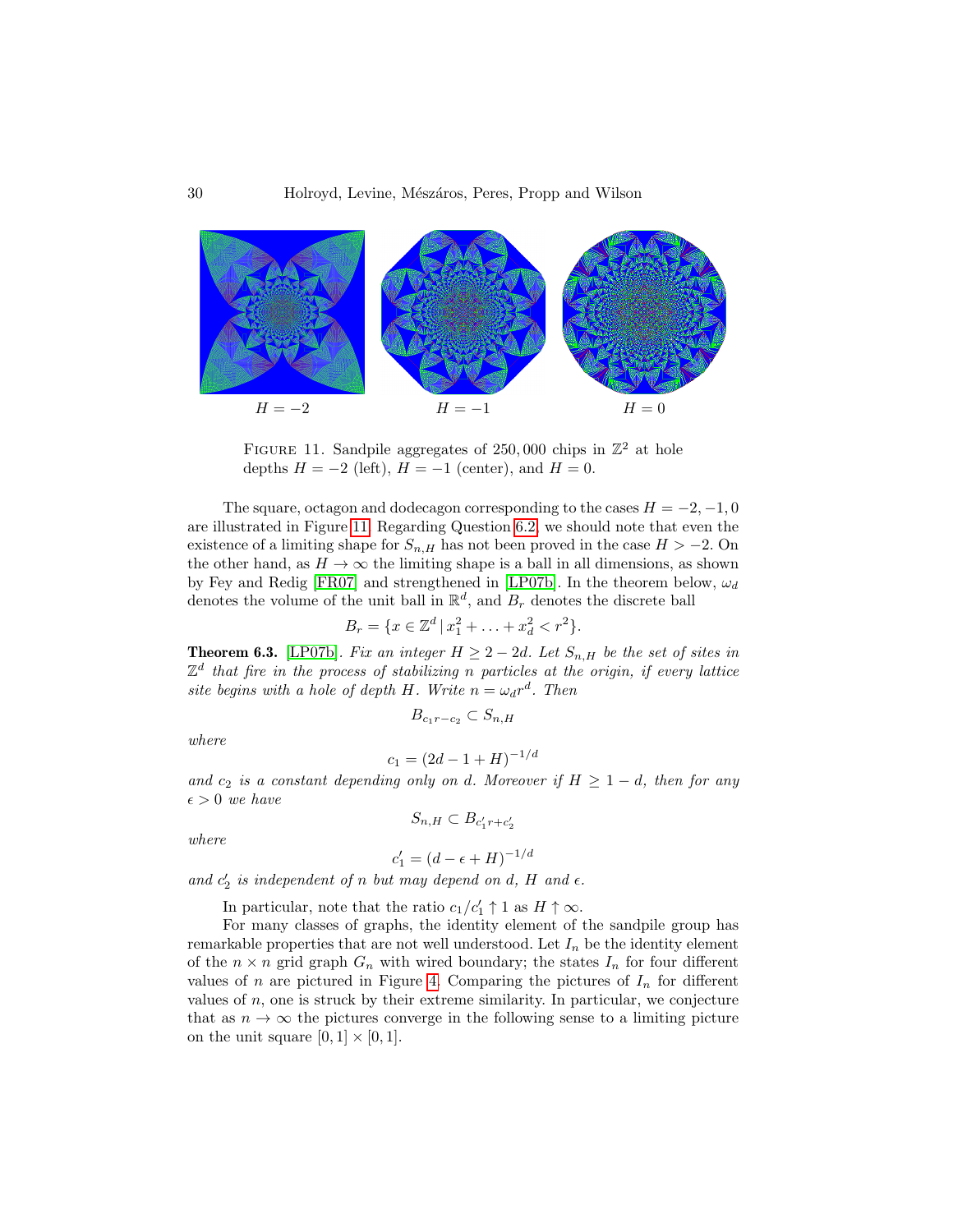H = −2 H = −1 H = 0

Figure 11. Sandpile aggregates of 250,000 chips in $\mathbb{Z}^2$ at hole depths $H = -2$ (left), $H = -1$ (center), and $H = 0$.

The square, octagon and dodecagon corresponding to the cases $H = -2, -1, 0$ are illustrated in Figure 11. Regarding Question 6.2, we should note that even the existence of a limiting shape for $S_{n,H}$ has not been proved in the case $H > -2$. On the other hand, as $H \to \infty$ the limiting shape is a ball in all dimensions, as shown by Fey and Redig [FR07] and strengthened in [LP07b]. In the theorem below, $\omega_d$ denotes the volume of the unit ball in $\mathbb{R}^d$, and $B_r$ denotes the discrete ball

$$B_r = \{x \in \mathbb{Z}^d \,|\, x_1^2 + \ldots + x_d^2 < r^2\}.$$

**Theorem 6.3.** [LP07b]. *Fix an integer $H \geq 2 - 2d$. Let $S_{n,H}$ be the set of sites in $\mathbb{Z}^d$ that fire in the process of stabilizing $n$ particles at the origin, if every lattice site begins with a hole of depth $H$. Write $n = \omega_d r^d$. Then*

$$B_{c_1 r - c_2} \subset S_{n,H}$$

*where*

$$c_1 = (2d - 1 + H)^{-1/d}$$

*and $c_2$ is a constant depending only on $d$. Moreover if $H \geq 1 - d$, then for any $\epsilon > 0$ we have*

$$S_{n,H} \subset B_{c_1' r + c_2'}$$

*where*

$$c_1' = (d - \epsilon + H)^{-1/d}$$

*and $c_2'$ is independent of $n$ but may depend on $d$, $H$ and $\epsilon$.*

In particular, note that the ratio $c_1/c_1' \uparrow 1$ as $H \uparrow \infty$.

For many classes of graphs, the identity element of the sandpile group has remarkable properties that are not well understood. Let $I_n$ be the identity element of the $n \times n$ grid graph $G_n$ with wired boundary; the states $I_n$ for four different values of $n$ are pictured in Figure 4. Comparing the pictures of $I_n$ for different values of $n$, one is struck by their extreme similarity. In particular, we conjecture that as $n \to \infty$ the pictures converge in the following sense to a limiting picture on the unit square $[0, 1] \times [0, 1]$.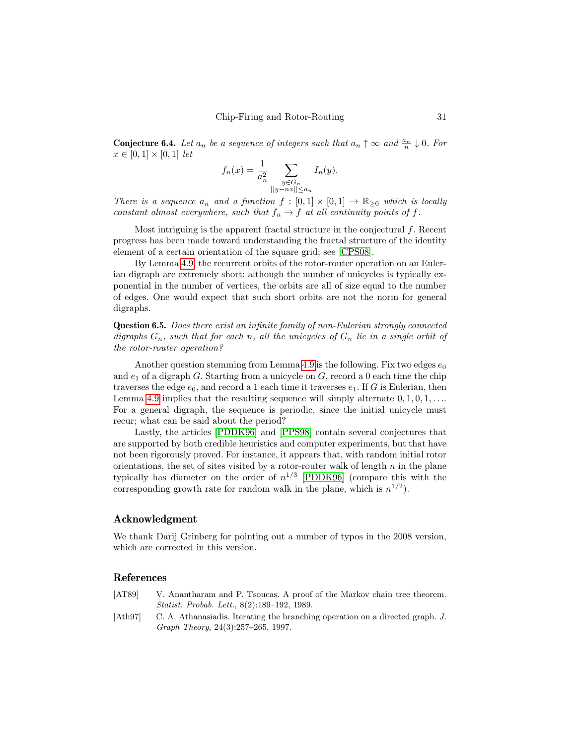**Conjecture 6.4.** *Let $a_n$ be a sequence of integers such that $a_n \uparrow \infty$ and $\frac{a_n}{n} \downarrow 0$. For $x \in [0,1] \times [0,1]$ let*

$$f_n(x) = \frac{1}{a_n^2} \sum_{\substack{y \in G_n \\ ||y - nx|| \leq a_n}} I_n(y).$$

*There is a sequence $a_n$ and a function $f : [0,1] \times [0,1] \to \mathbb{R}_{\geq 0}$ which is locally constant almost everywhere, such that $f_n \to f$ at all continuity points of $f$.*

Most intriguing is the apparent fractal structure in the conjectural $f$. Recent progress has been made toward understanding the fractal structure of the identity element of a certain orientation of the square grid; see [CPS08].

By Lemma 4.9, the recurrent orbits of the rotor-router operation on an Eulerian digraph are extremely short: although the number of unicycles is typically exponential in the number of vertices, the orbits are all of size equal to the number of edges. One would expect that such short orbits are not the norm for general digraphs.

**Question 6.5.** *Does there exist an infinite family of non-Eulerian strongly connected digraphs $G_n$, such that for each $n$, all the unicycles of $G_n$ lie in a single orbit of the rotor-router operation?*

Another question stemming from Lemma 4.9 is the following. Fix two edges $e_0$ and $e_1$ of a digraph $G$. Starting from a unicycle on $G$, record a 0 each time the chip traverses the edge $e_0$, and record a 1 each time it traverses $e_1$. If $G$ is Eulerian, then Lemma 4.9 implies that the resulting sequence will simply alternate $0, 1, 0, 1, \ldots$. For a general digraph, the sequence is periodic, since the initial unicycle must recur; what can be said about the period?

Lastly, the articles [PDDK96] and [PPS98] contain several conjectures that are supported by both credible heuristics and computer experiments, but that have not been rigorously proved. For instance, it appears that, with random initial rotor orientations, the set of sites visited by a rotor-router walk of length $n$ in the plane typically has diameter on the order of $n^{1/3}$ [PDDK96] (compare this with the corresponding growth rate for random walk in the plane, which is $n^{1/2}$).

## Acknowledgment

We thank Darij Grinberg for pointing out a number of typos in the 2008 version, which are corrected in this version.

## References

[AT89] V. Anantharam and P. Tsoucas. A proof of the Markov chain tree theorem. *Statist. Probab. Lett.*, 8(2):189–192, 1989.

[Ath97] C. A. Athanasiadis. Iterating the branching operation on a directed graph. *J. Graph Theory*, 24(3):257–265, 1997.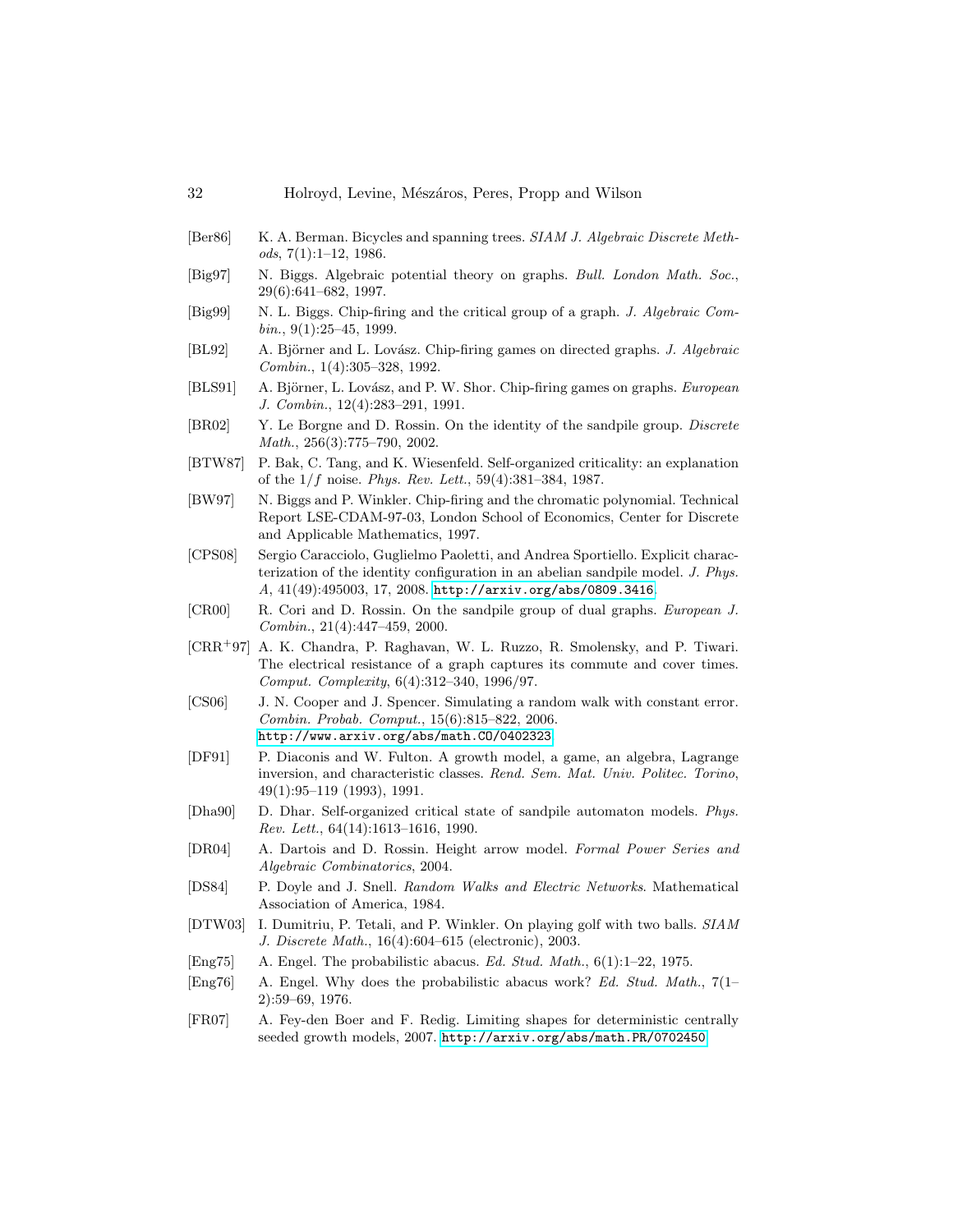[Ber86] K. A. Berman. Bicycles and spanning trees. *SIAM J. Algebraic Discrete Methods*, 7(1):1–12, 1986.

[Big97] N. Biggs. Algebraic potential theory on graphs. *Bull. London Math. Soc.*, 29(6):641–682, 1997.

[Big99] N. L. Biggs. Chip-firing and the critical group of a graph. *J. Algebraic Combin.*, 9(1):25–45, 1999.

[BL92] A. Björner and L. Lovász. Chip-firing games on directed graphs. *J. Algebraic Combin.*, 1(4):305–328, 1992.

[BLS91] A. Björner, L. Lovász, and P. W. Shor. Chip-firing games on graphs. *European J. Combin.*, 12(4):283–291, 1991.

[BR02] Y. Le Borgne and D. Rossin. On the identity of the sandpile group. *Discrete Math.*, 256(3):775–790, 2002.

[BTW87] P. Bak, C. Tang, and K. Wiesenfeld. Self-organized criticality: an explanation of the $1/f$ noise. *Phys. Rev. Lett.*, 59(4):381–384, 1987.

[BW97] N. Biggs and P. Winkler. Chip-firing and the chromatic polynomial. Technical Report LSE-CDAM-97-03, London School of Economics, Center for Discrete and Applicable Mathematics, 1997.

[CPS08] Sergio Caracciolo, Guglielmo Paoletti, and Andrea Sportiello. Explicit characterization of the identity configuration in an abelian sandpile model. *J. Phys. A*, 41(49):495003, 17, 2008. http://arxiv.org/abs/0809.3416.

[CR00] R. Cori and D. Rossin. On the sandpile group of dual graphs. *European J. Combin.*, 21(4):447–459, 2000.

[CRR⁺97] A. K. Chandra, P. Raghavan, W. L. Ruzzo, R. Smolensky, and P. Tiwari. The electrical resistance of a graph captures its commute and cover times. *Comput. Complexity*, 6(4):312–340, 1996/97.

[CS06] J. N. Cooper and J. Spencer. Simulating a random walk with constant error. *Combin. Probab. Comput.*, 15(6):815–822, 2006. http://www.arxiv.org/abs/math.CO/0402323.

[DF91] P. Diaconis and W. Fulton. A growth model, a game, an algebra, Lagrange inversion, and characteristic classes. *Rend. Sem. Mat. Univ. Politec. Torino*, 49(1):95–119 (1993), 1991.

[Dha90] D. Dhar. Self-organized critical state of sandpile automaton models. *Phys. Rev. Lett.*, 64(14):1613–1616, 1990.

[DR04] A. Dartois and D. Rossin. Height arrow model. *Formal Power Series and Algebraic Combinatorics*, 2004.

[DS84] P. Doyle and J. Snell. *Random Walks and Electric Networks*. Mathematical Association of America, 1984.

[DTW03] I. Dumitriu, P. Tetali, and P. Winkler. On playing golf with two balls. *SIAM J. Discrete Math.*, 16(4):604–615 (electronic), 2003.

[Eng75] A. Engel. The probabilistic abacus. *Ed. Stud. Math.*, 6(1):1–22, 1975.

[Eng76] A. Engel. Why does the probabilistic abacus work? *Ed. Stud. Math.*, 7(1–2):59–69, 1976.

[FR07] A. Fey-den Boer and F. Redig. Limiting shapes for deterministic centrally seeded growth models, 2007. http://arxiv.org/abs/math.PR/0702450.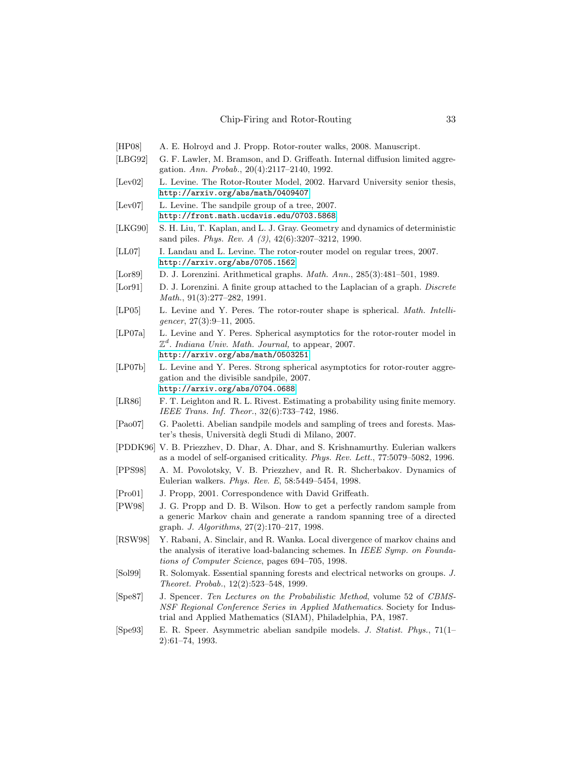[HP08] A. E. Holroyd and J. Propp. Rotor-router walks, 2008. Manuscript.

[LBG92] G. F. Lawler, M. Bramson, and D. Griffeath. Internal diffusion limited aggregation. *Ann. Probab.*, 20(4):2117–2140, 1992.

[Lev02] L. Levine. The Rotor-Router Model, 2002. Harvard University senior thesis, http://arxiv.org/abs/math/0409407

[Lev07] L. Levine. The sandpile group of a tree, 2007. http://front.math.ucdavis.edu/0703.5868

[LKG90] S. H. Liu, T. Kaplan, and L. J. Gray. Geometry and dynamics of deterministic sand piles. *Phys. Rev. A (3)*, 42(6):3207–3212, 1990.

[LL07] I. Landau and L. Levine. The rotor-router model on regular trees, 2007. http://arxiv.org/abs/0705.1562

[Lor89] D. J. Lorenzini. Arithmetical graphs. *Math. Ann.*, 285(3):481–501, 1989.

[Lor91] D. J. Lorenzini. A finite group attached to the Laplacian of a graph. *Discrete Math.*, 91(3):277–282, 1991.

[LP05] L. Levine and Y. Peres. The rotor-router shape is spherical. *Math. Intelligencer*, 27(3):9–11, 2005.

[LP07a] L. Levine and Y. Peres. Spherical asymptotics for the rotor-router model in $\mathbb{Z}^d$. *Indiana Univ. Math. Journal,* to appear, 2007. http://arxiv.org/abs/math/0503251

[LP07b] L. Levine and Y. Peres. Strong spherical asymptotics for rotor-router aggregation and the divisible sandpile, 2007. http://arxiv.org/abs/0704.0688

[LR86] F. T. Leighton and R. L. Rivest. Estimating a probability using finite memory. *IEEE Trans. Inf. Theor.*, 32(6):733–742, 1986.

[Pao07] G. Paoletti. Abelian sandpile models and sampling of trees and forests. Master's thesis, Università degli Studi di Milano, 2007.

[PDDK96] V. B. Priezzhev, D. Dhar, A. Dhar, and S. Krishnamurthy. Eulerian walkers as a model of self-organised criticality. *Phys. Rev. Lett.*, 77:5079–5082, 1996.

[PPS98] A. M. Povolotsky, V. B. Priezzhev, and R. R. Shcherbakov. Dynamics of Eulerian walkers. *Phys. Rev. E*, 58:5449–5454, 1998.

[Pro01] J. Propp, 2001. Correspondence with David Griffeath.

[PW98] J. G. Propp and D. B. Wilson. How to get a perfectly random sample from a generic Markov chain and generate a random spanning tree of a directed graph. *J. Algorithms*, 27(2):170–217, 1998.

[RSW98] Y. Rabani, A. Sinclair, and R. Wanka. Local divergence of markov chains and the analysis of iterative load-balancing schemes. In *IEEE Symp. on Foundations of Computer Science*, pages 694–705, 1998.

[Sol99] R. Solomyak. Essential spanning forests and electrical networks on groups. *J. Theoret. Probab.*, 12(2):523–548, 1999.

[Spe87] J. Spencer. *Ten Lectures on the Probabilistic Method*, volume 52 of *CBMS-NSF Regional Conference Series in Applied Mathematics*. Society for Industrial and Applied Mathematics (SIAM), Philadelphia, PA, 1987.

[Spe93] E. R. Speer. Asymmetric abelian sandpile models. *J. Statist. Phys.*, 71(1–2):61–74, 1993.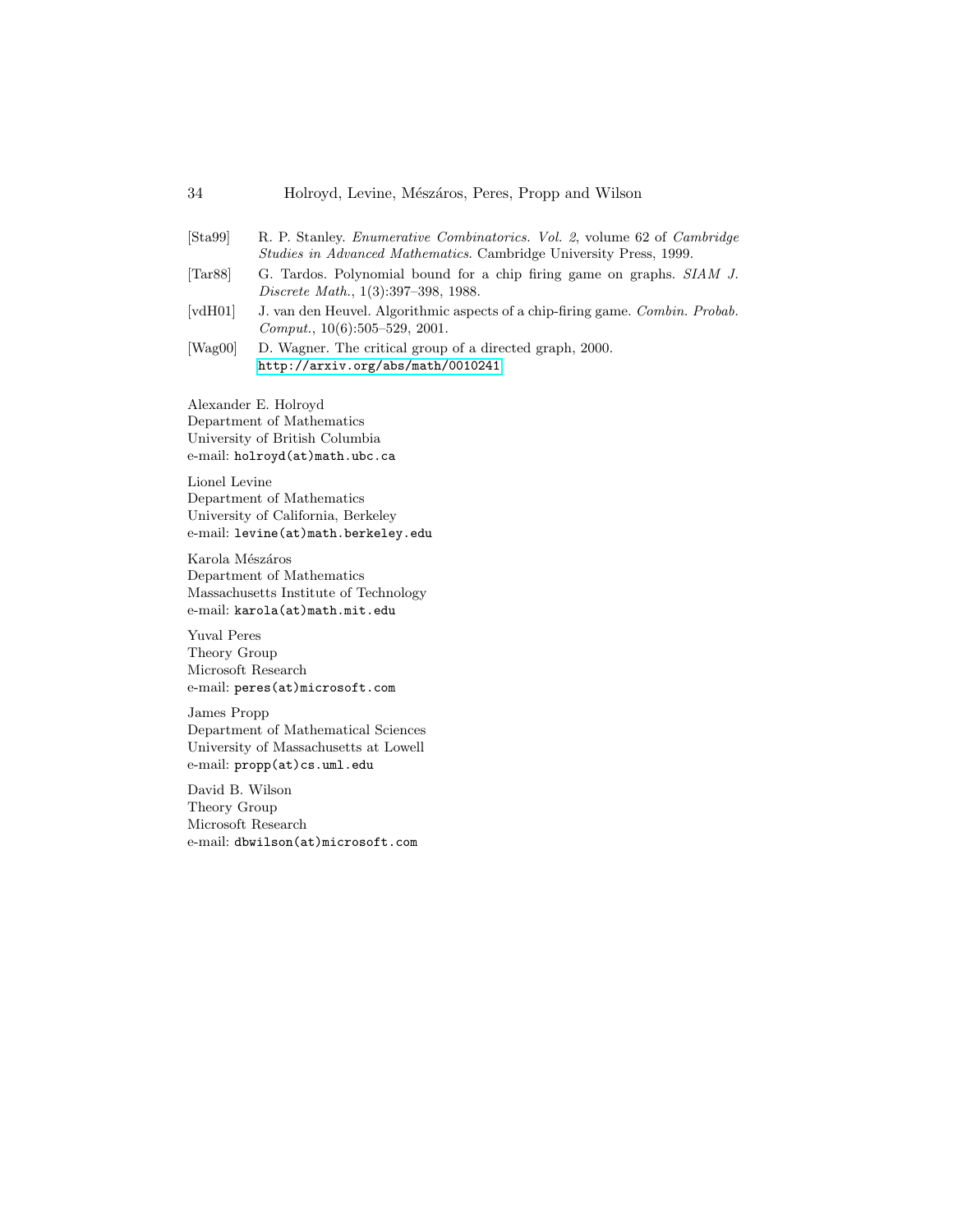[Sta99] R. P. Stanley. *Enumerative Combinatorics. Vol. 2*, volume 62 of *Cambridge Studies in Advanced Mathematics*. Cambridge University Press, 1999.

[Tar88] G. Tardos. Polynomial bound for a chip firing game on graphs. *SIAM J. Discrete Math.*, 1(3):397–398, 1988.

[vdH01] J. van den Heuvel. Algorithmic aspects of a chip-firing game. *Combin. Probab. Comput.*, 10(6):505–529, 2001.

[Wag00] D. Wagner. The critical group of a directed graph, 2000. `http://arxiv.org/abs/math/0010241`

Alexander E. Holroyd
Department of Mathematics
University of British Columbia
e-mail: `holroyd(at)math.ubc.ca`

Lionel Levine
Department of Mathematics
University of California, Berkeley
e-mail: `levine(at)math.berkeley.edu`

Karola Mészáros
Department of Mathematics
Massachusetts Institute of Technology
e-mail: `karola(at)math.mit.edu`

Yuval Peres
Theory Group
Microsoft Research
e-mail: `peres(at)microsoft.com`

James Propp
Department of Mathematical Sciences
University of Massachusetts at Lowell
e-mail: `propp(at)cs.uml.edu`

David B. Wilson
Theory Group
Microsoft Research
e-mail: `dbwilson(at)microsoft.com`